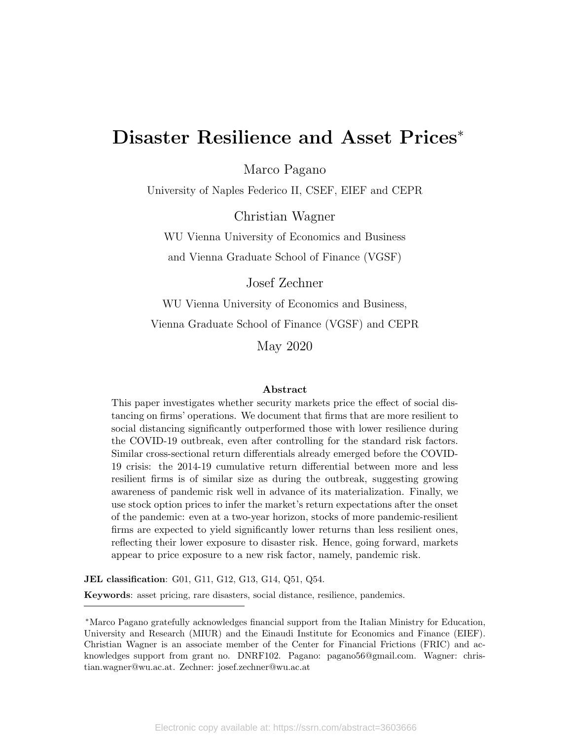# Disaster Resilience and Asset Prices*

Marco Pagano

University of Naples Federico II, CSEF, EIEF and CEPR

Christian Wagner

WU Vienna University of Economics and Business
and Vienna Graduate School of Finance (VGSF)

Josef Zechner

WU Vienna University of Economics and Business,
Vienna Graduate School of Finance (VGSF) and CEPR

May 2020

### Abstract

This paper investigates whether security markets price the effect of social distancing on firms' operations. We document that firms that are more resilient to social distancing significantly outperformed those with lower resilience during the COVID-19 outbreak, even after controlling for the standard risk factors. Similar cross-sectional return differentials already emerged before the COVID-19 crisis: the 2014-19 cumulative return differential between more and less resilient firms is of similar size as during the outbreak, suggesting growing awareness of pandemic risk well in advance of its materialization. Finally, we use stock option prices to infer the market's return expectations after the onset of the pandemic: even at a two-year horizon, stocks of more pandemic-resilient firms are expected to yield significantly lower returns than less resilient ones, reflecting their lower exposure to disaster risk. Hence, going forward, markets appear to price exposure to a new risk factor, namely, pandemic risk.

**JEL classification**: G01, G11, G12, G13, G14, Q51, Q54.

**Keywords**: asset pricing, rare disasters, social distance, resilience, pandemics.

---

*Marco Pagano gratefully acknowledges financial support from the Italian Ministry for Education, University and Research (MIUR) and the Einaudi Institute for Economics and Finance (EIEF). Christian Wagner is an associate member of the Center for Financial Frictions (FRIC) and acknowledges support from grant no. DNRF102. Pagano: pagano56@gmail.com. Wagner: christian.wagner@wu.ac.at. Zechner: josef.zechner@wu.ac.at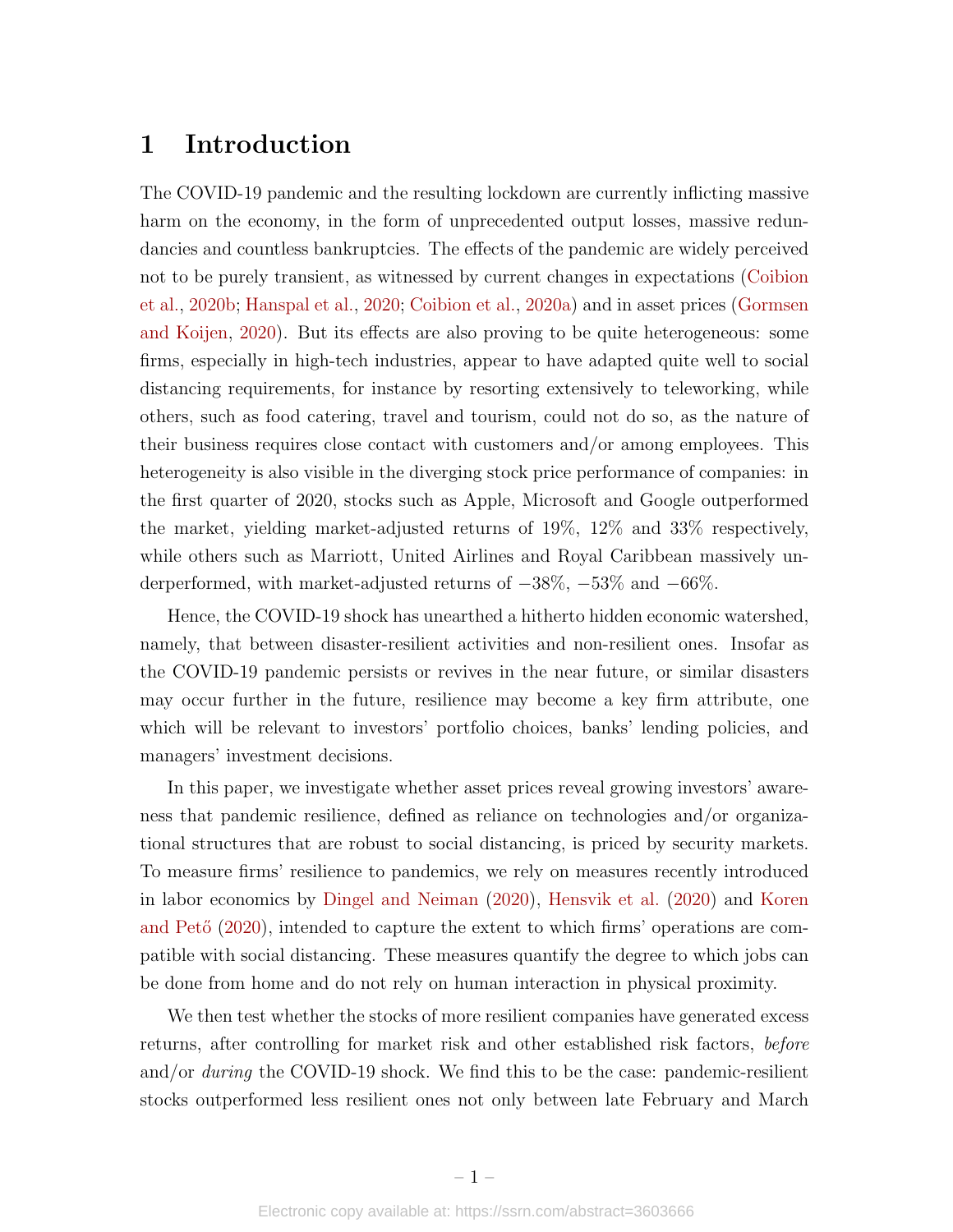# 1 Introduction

The COVID-19 pandemic and the resulting lockdown are currently inflicting massive harm on the economy, in the form of unprecedented output losses, massive redundancies and countless bankruptcies. The effects of the pandemic are widely perceived not to be purely transient, as witnessed by current changes in expectations (Coibion et al., 2020b; Hanspal et al., 2020; Coibion et al., 2020a) and in asset prices (Gormsen and Koijen, 2020). But its effects are also proving to be quite heterogeneous: some firms, especially in high-tech industries, appear to have adapted quite well to social distancing requirements, for instance by resorting extensively to teleworking, while others, such as food catering, travel and tourism, could not do so, as the nature of their business requires close contact with customers and/or among employees. This heterogeneity is also visible in the diverging stock price performance of companies: in the first quarter of 2020, stocks such as Apple, Microsoft and Google outperformed the market, yielding market-adjusted returns of 19%, 12% and 33% respectively, while others such as Marriott, United Airlines and Royal Caribbean massively underperformed, with market-adjusted returns of −38%, −53% and −66%.

Hence, the COVID-19 shock has unearthed a hitherto hidden economic watershed, namely, that between disaster-resilient activities and non-resilient ones. Insofar as the COVID-19 pandemic persists or revives in the near future, or similar disasters may occur further in the future, resilience may become a key firm attribute, one which will be relevant to investors' portfolio choices, banks' lending policies, and managers' investment decisions.

In this paper, we investigate whether asset prices reveal growing investors' awareness that pandemic resilience, defined as reliance on technologies and/or organizational structures that are robust to social distancing, is priced by security markets. To measure firms' resilience to pandemics, we rely on measures recently introduced in labor economics by Dingel and Neiman (2020), Hensvik et al. (2020) and Koren and Pető (2020), intended to capture the extent to which firms' operations are compatible with social distancing. These measures quantify the degree to which jobs can be done from home and do not rely on human interaction in physical proximity.

We then test whether the stocks of more resilient companies have generated excess returns, after controlling for market risk and other established risk factors, *before* and/or *during* the COVID-19 shock. We find this to be the case: pandemic-resilient stocks outperformed less resilient ones not only between late February and March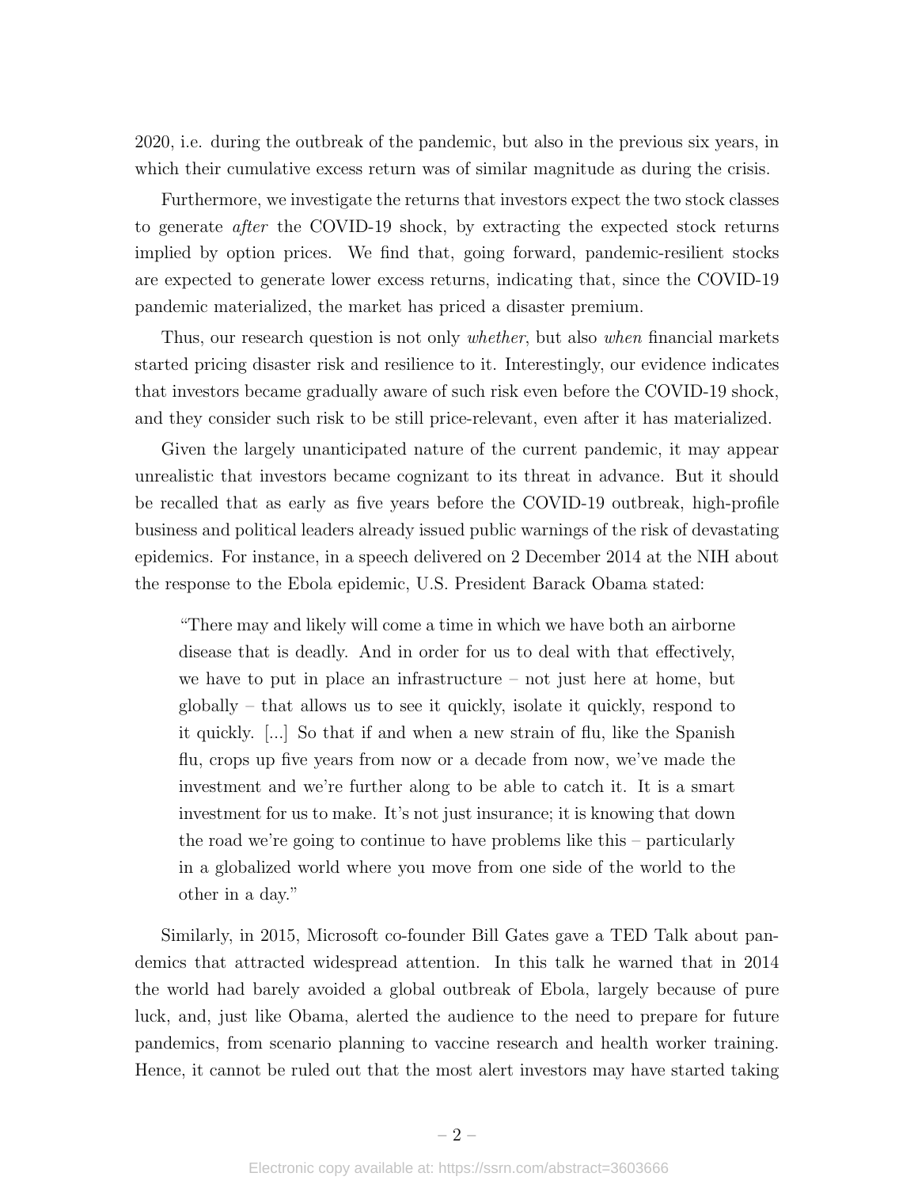2020, i.e. during the outbreak of the pandemic, but also in the previous six years, in which their cumulative excess return was of similar magnitude as during the crisis.

Furthermore, we investigate the returns that investors expect the two stock classes to generate *after* the COVID-19 shock, by extracting the expected stock returns implied by option prices. We find that, going forward, pandemic-resilient stocks are expected to generate lower excess returns, indicating that, since the COVID-19 pandemic materialized, the market has priced a disaster premium.

Thus, our research question is not only *whether*, but also *when* financial markets started pricing disaster risk and resilience to it. Interestingly, our evidence indicates that investors became gradually aware of such risk even before the COVID-19 shock, and they consider such risk to be still price-relevant, even after it has materialized.

Given the largely unanticipated nature of the current pandemic, it may appear unrealistic that investors became cognizant to its threat in advance. But it should be recalled that as early as five years before the COVID-19 outbreak, high-profile business and political leaders already issued public warnings of the risk of devastating epidemics. For instance, in a speech delivered on 2 December 2014 at the NIH about the response to the Ebola epidemic, U.S. President Barack Obama stated:

> "There may and likely will come a time in which we have both an airborne disease that is deadly. And in order for us to deal with that effectively, we have to put in place an infrastructure – not just here at home, but globally – that allows us to see it quickly, isolate it quickly, respond to it quickly. [...] So that if and when a new strain of flu, like the Spanish flu, crops up five years from now or a decade from now, we've made the investment and we're further along to be able to catch it. It is a smart investment for us to make. It's not just insurance; it is knowing that down the road we're going to continue to have problems like this – particularly in a globalized world where you move from one side of the world to the other in a day."

Similarly, in 2015, Microsoft co-founder Bill Gates gave a TED Talk about pandemics that attracted widespread attention. In this talk he warned that in 2014 the world had barely avoided a global outbreak of Ebola, largely because of pure luck, and, just like Obama, alerted the audience to the need to prepare for future pandemics, from scenario planning to vaccine research and health worker training. Hence, it cannot be ruled out that the most alert investors may have started taking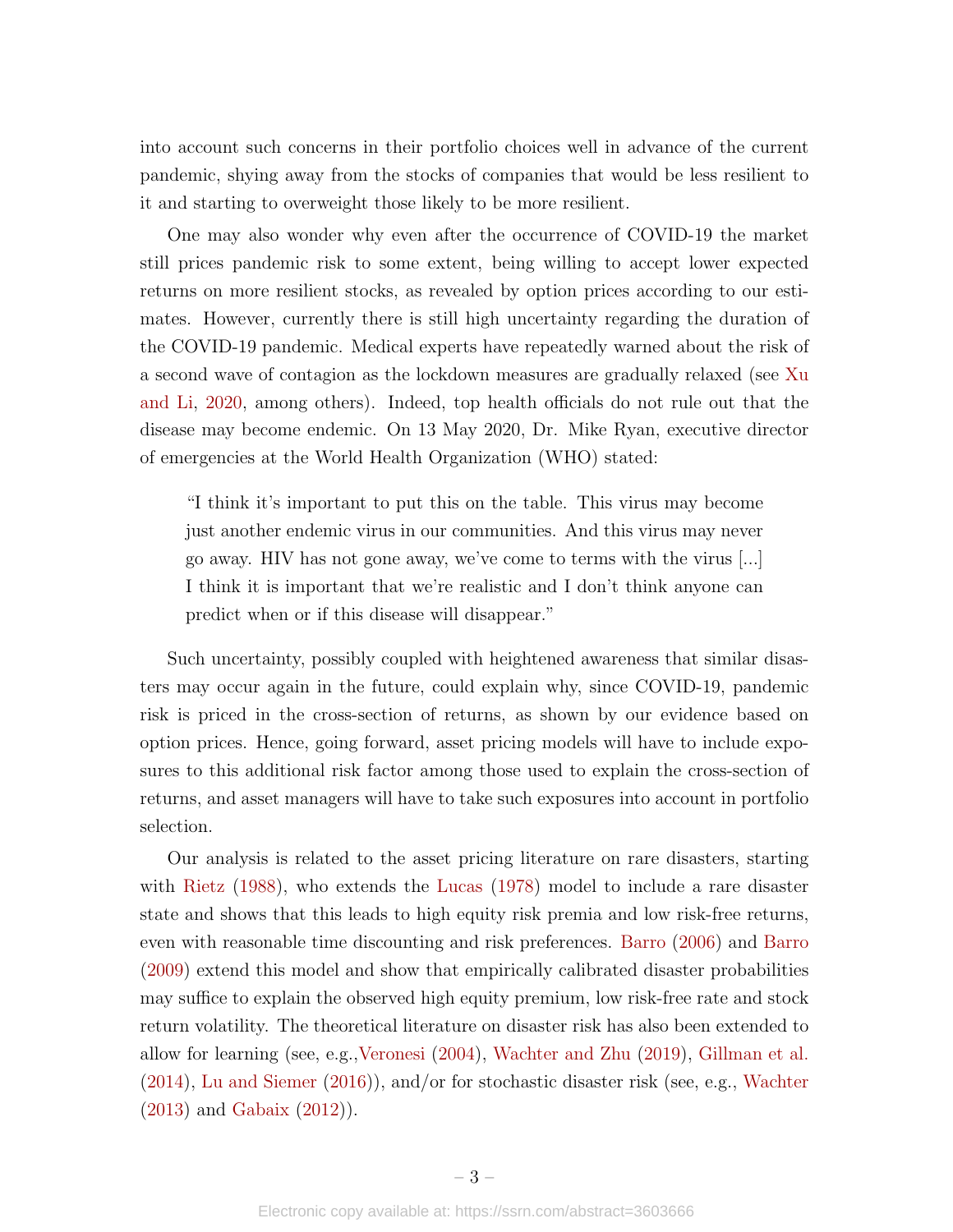into account such concerns in their portfolio choices well in advance of the current pandemic, shying away from the stocks of companies that would be less resilient to it and starting to overweight those likely to be more resilient.

One may also wonder why even after the occurrence of COVID-19 the market still prices pandemic risk to some extent, being willing to accept lower expected returns on more resilient stocks, as revealed by option prices according to our estimates. However, currently there is still high uncertainty regarding the duration of the COVID-19 pandemic. Medical experts have repeatedly warned about the risk of a second wave of contagion as the lockdown measures are gradually relaxed (see Xu and Li, 2020, among others). Indeed, top health officials do not rule out that the disease may become endemic. On 13 May 2020, Dr. Mike Ryan, executive director of emergencies at the World Health Organization (WHO) stated:

> "I think it's important to put this on the table. This virus may become just another endemic virus in our communities. And this virus may never go away. HIV has not gone away, we've come to terms with the virus [...] I think it is important that we're realistic and I don't think anyone can predict when or if this disease will disappear."

Such uncertainty, possibly coupled with heightened awareness that similar disasters may occur again in the future, could explain why, since COVID-19, pandemic risk is priced in the cross-section of returns, as shown by our evidence based on option prices. Hence, going forward, asset pricing models will have to include exposures to this additional risk factor among those used to explain the cross-section of returns, and asset managers will have to take such exposures into account in portfolio selection.

Our analysis is related to the asset pricing literature on rare disasters, starting with Rietz (1988), who extends the Lucas (1978) model to include a rare disaster state and shows that this leads to high equity risk premia and low risk-free returns, even with reasonable time discounting and risk preferences. Barro (2006) and Barro (2009) extend this model and show that empirically calibrated disaster probabilities may suffice to explain the observed high equity premium, low risk-free rate and stock return volatility. The theoretical literature on disaster risk has also been extended to allow for learning (see, e.g.,Veronesi (2004), Wachter and Zhu (2019), Gillman et al. (2014), Lu and Siemer (2016)), and/or for stochastic disaster risk (see, e.g., Wachter (2013) and Gabaix (2012)).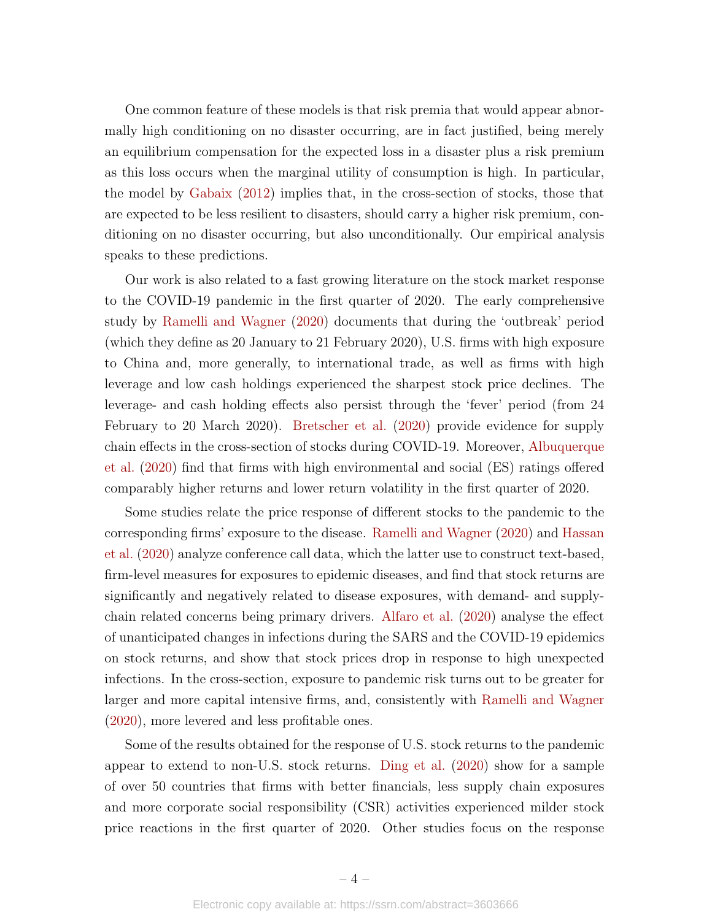One common feature of these models is that risk premia that would appear abnormally high conditioning on no disaster occurring, are in fact justified, being merely an equilibrium compensation for the expected loss in a disaster plus a risk premium as this loss occurs when the marginal utility of consumption is high. In particular, the model by Gabaix (2012) implies that, in the cross-section of stocks, those that are expected to be less resilient to disasters, should carry a higher risk premium, conditioning on no disaster occurring, but also unconditionally. Our empirical analysis speaks to these predictions.

Our work is also related to a fast growing literature on the stock market response to the COVID-19 pandemic in the first quarter of 2020. The early comprehensive study by Ramelli and Wagner (2020) documents that during the 'outbreak' period (which they define as 20 January to 21 February 2020), U.S. firms with high exposure to China and, more generally, to international trade, as well as firms with high leverage and low cash holdings experienced the sharpest stock price declines. The leverage- and cash holding effects also persist through the 'fever' period (from 24 February to 20 March 2020). Bretscher et al. (2020) provide evidence for supply chain effects in the cross-section of stocks during COVID-19. Moreover, Albuquerque et al. (2020) find that firms with high environmental and social (ES) ratings offered comparably higher returns and lower return volatility in the first quarter of 2020.

Some studies relate the price response of different stocks to the pandemic to the corresponding firms' exposure to the disease. Ramelli and Wagner (2020) and Hassan et al. (2020) analyze conference call data, which the latter use to construct text-based, firm-level measures for exposures to epidemic diseases, and find that stock returns are significantly and negatively related to disease exposures, with demand- and supply-chain related concerns being primary drivers. Alfaro et al. (2020) analyse the effect of unanticipated changes in infections during the SARS and the COVID-19 epidemics on stock returns, and show that stock prices drop in response to high unexpected infections. In the cross-section, exposure to pandemic risk turns out to be greater for larger and more capital intensive firms, and, consistently with Ramelli and Wagner (2020), more levered and less profitable ones.

Some of the results obtained for the response of U.S. stock returns to the pandemic appear to extend to non-U.S. stock returns. Ding et al. (2020) show for a sample of over 50 countries that firms with better financials, less supply chain exposures and more corporate social responsibility (CSR) activities experienced milder stock price reactions in the first quarter of 2020. Other studies focus on the response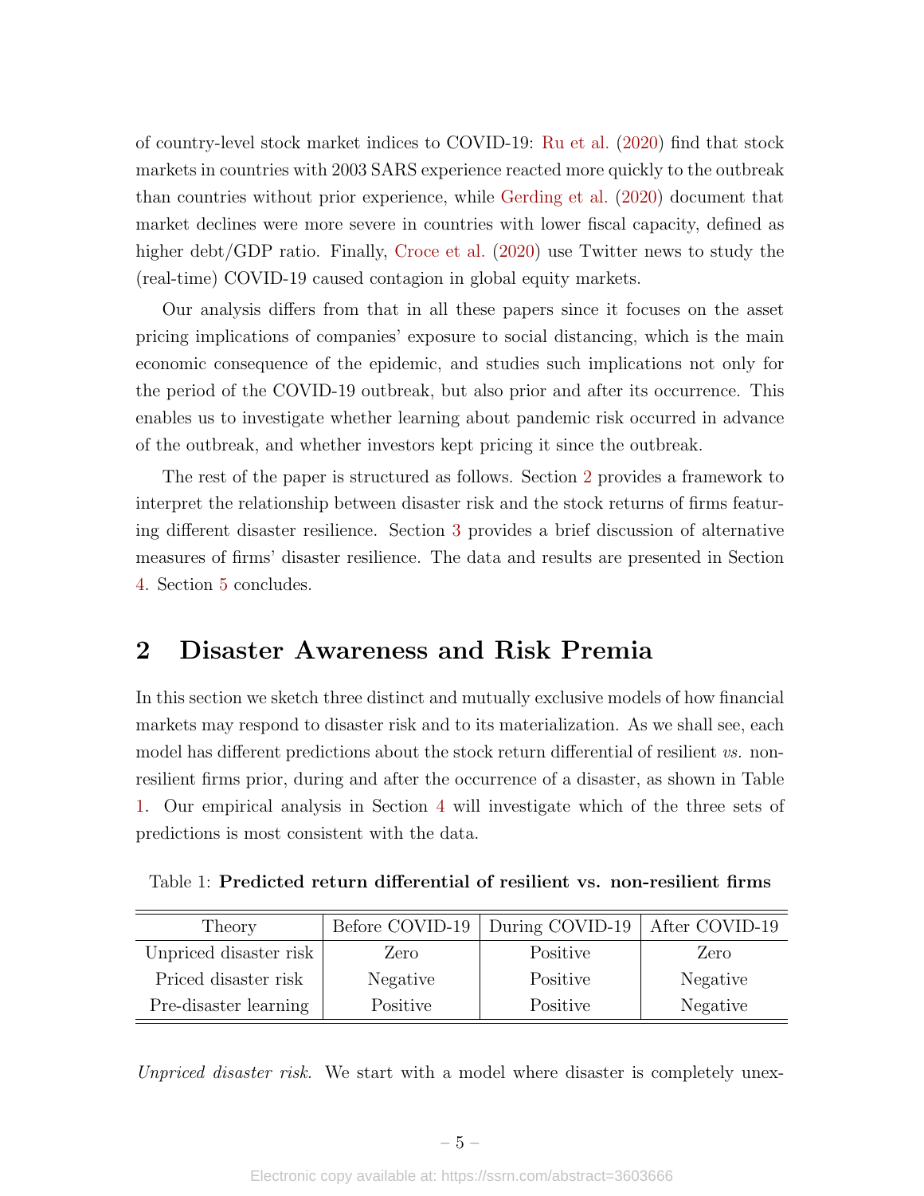of country-level stock market indices to COVID-19: Ru et al. (2020) find that stock markets in countries with 2003 SARS experience reacted more quickly to the outbreak than countries without prior experience, while Gerding et al. (2020) document that market declines were more severe in countries with lower fiscal capacity, defined as higher debt/GDP ratio. Finally, Croce et al. (2020) use Twitter news to study the (real-time) COVID-19 caused contagion in global equity markets.

Our analysis differs from that in all these papers since it focuses on the asset pricing implications of companies' exposure to social distancing, which is the main economic consequence of the epidemic, and studies such implications not only for the period of the COVID-19 outbreak, but also prior and after its occurrence. This enables us to investigate whether learning about pandemic risk occurred in advance of the outbreak, and whether investors kept pricing it since the outbreak.

The rest of the paper is structured as follows. Section 2 provides a framework to interpret the relationship between disaster risk and the stock returns of firms featuring different disaster resilience. Section 3 provides a brief discussion of alternative measures of firms' disaster resilience. The data and results are presented in Section 4. Section 5 concludes.

## 2 Disaster Awareness and Risk Premia

In this section we sketch three distinct and mutually exclusive models of how financial markets may respond to disaster risk and to its materialization. As we shall see, each model has different predictions about the stock return differential of resilient *vs.* non-resilient firms prior, during and after the occurrence of a disaster, as shown in Table 1. Our empirical analysis in Section 4 will investigate which of the three sets of predictions is most consistent with the data.

Table 1: **Predicted return differential of resilient vs. non-resilient firms**

| Theory | Before COVID-19 | During COVID-19 | After COVID-19 |
|---|---|---|---|
| Unpriced disaster risk | Zero | Positive | Zero |
| Priced disaster risk | Negative | Positive | Negative |
| Pre-disaster learning | Positive | Positive | Negative |

*Unpriced disaster risk.* We start with a model where disaster is completely unex-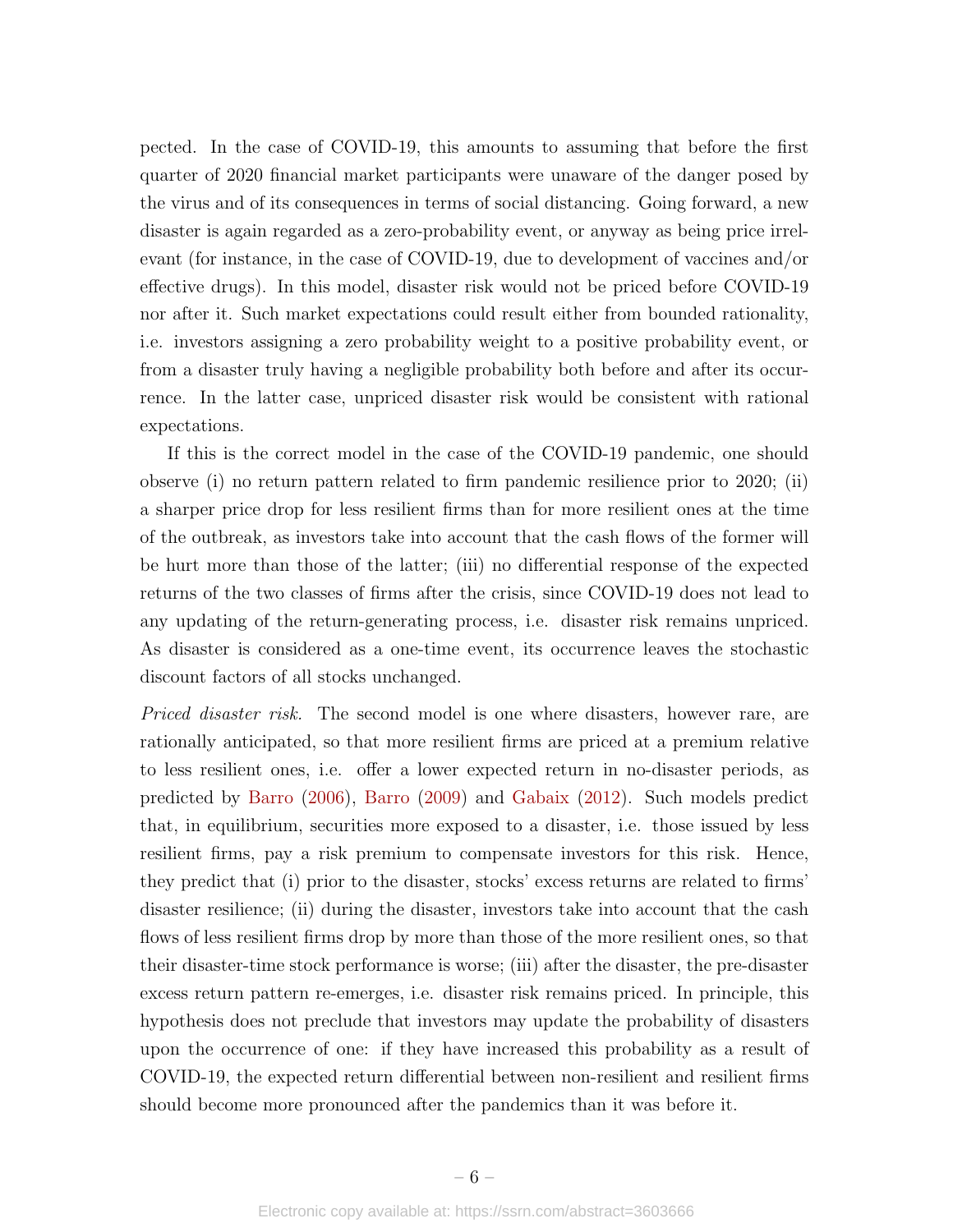pected. In the case of COVID-19, this amounts to assuming that before the first quarter of 2020 financial market participants were unaware of the danger posed by the virus and of its consequences in terms of social distancing. Going forward, a new disaster is again regarded as a zero-probability event, or anyway as being price irrelevant (for instance, in the case of COVID-19, due to development of vaccines and/or effective drugs). In this model, disaster risk would not be priced before COVID-19 nor after it. Such market expectations could result either from bounded rationality, i.e. investors assigning a zero probability weight to a positive probability event, or from a disaster truly having a negligible probability both before and after its occurrence. In the latter case, unpriced disaster risk would be consistent with rational expectations.

If this is the correct model in the case of the COVID-19 pandemic, one should observe (i) no return pattern related to firm pandemic resilience prior to 2020; (ii) a sharper price drop for less resilient firms than for more resilient ones at the time of the outbreak, as investors take into account that the cash flows of the former will be hurt more than those of the latter; (iii) no differential response of the expected returns of the two classes of firms after the crisis, since COVID-19 does not lead to any updating of the return-generating process, i.e. disaster risk remains unpriced. As disaster is considered as a one-time event, its occurrence leaves the stochastic discount factors of all stocks unchanged.

*Priced disaster risk.* The second model is one where disasters, however rare, are rationally anticipated, so that more resilient firms are priced at a premium relative to less resilient ones, i.e. offer a lower expected return in no-disaster periods, as predicted by Barro (2006), Barro (2009) and Gabaix (2012). Such models predict that, in equilibrium, securities more exposed to a disaster, i.e. those issued by less resilient firms, pay a risk premium to compensate investors for this risk. Hence, they predict that (i) prior to the disaster, stocks' excess returns are related to firms' disaster resilience; (ii) during the disaster, investors take into account that the cash flows of less resilient firms drop by more than those of the more resilient ones, so that their disaster-time stock performance is worse; (iii) after the disaster, the pre-disaster excess return pattern re-emerges, i.e. disaster risk remains priced. In principle, this hypothesis does not preclude that investors may update the probability of disasters upon the occurrence of one: if they have increased this probability as a result of COVID-19, the expected return differential between non-resilient and resilient firms should become more pronounced after the pandemics than it was before it.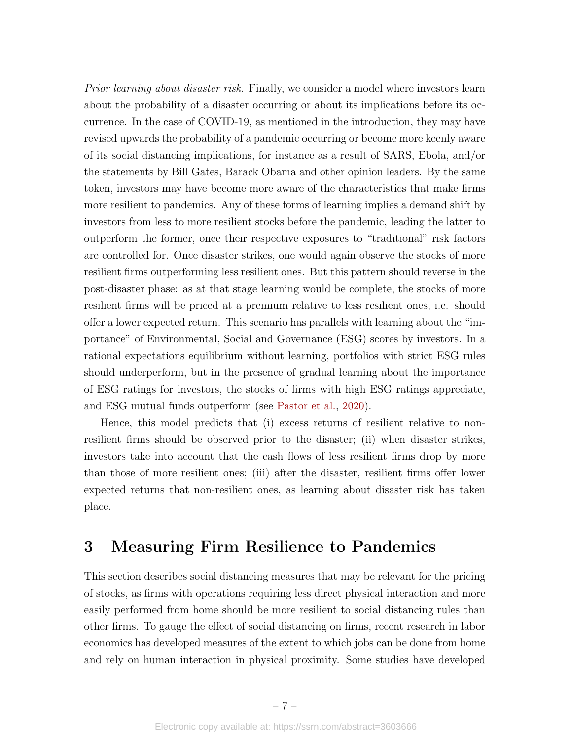*Prior learning about disaster risk.* Finally, we consider a model where investors learn about the probability of a disaster occurring or about its implications before its occurrence. In the case of COVID-19, as mentioned in the introduction, they may have revised upwards the probability of a pandemic occurring or become more keenly aware of its social distancing implications, for instance as a result of SARS, Ebola, and/or the statements by Bill Gates, Barack Obama and other opinion leaders. By the same token, investors may have become more aware of the characteristics that make firms more resilient to pandemics. Any of these forms of learning implies a demand shift by investors from less to more resilient stocks before the pandemic, leading the latter to outperform the former, once their respective exposures to "traditional" risk factors are controlled for. Once disaster strikes, one would again observe the stocks of more resilient firms outperforming less resilient ones. But this pattern should reverse in the post-disaster phase: as at that stage learning would be complete, the stocks of more resilient firms will be priced at a premium relative to less resilient ones, i.e. should offer a lower expected return. This scenario has parallels with learning about the "importance" of Environmental, Social and Governance (ESG) scores by investors. In a rational expectations equilibrium without learning, portfolios with strict ESG rules should underperform, but in the presence of gradual learning about the importance of ESG ratings for investors, the stocks of firms with high ESG ratings appreciate, and ESG mutual funds outperform (see Pastor et al., 2020).

Hence, this model predicts that (i) excess returns of resilient relative to non-resilient firms should be observed prior to the disaster; (ii) when disaster strikes, investors take into account that the cash flows of less resilient firms drop by more than those of more resilient ones; (iii) after the disaster, resilient firms offer lower expected returns that non-resilient ones, as learning about disaster risk has taken place.

# 3 Measuring Firm Resilience to Pandemics

This section describes social distancing measures that may be relevant for the pricing of stocks, as firms with operations requiring less direct physical interaction and more easily performed from home should be more resilient to social distancing rules than other firms. To gauge the effect of social distancing on firms, recent research in labor economics has developed measures of the extent to which jobs can be done from home and rely on human interaction in physical proximity. Some studies have developed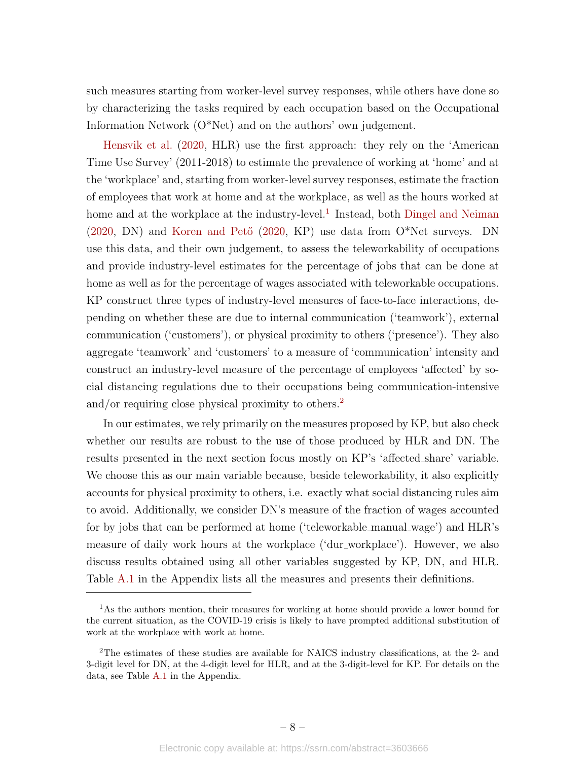such measures starting from worker-level survey responses, while others have done so by characterizing the tasks required by each occupation based on the Occupational Information Network (O*Net) and on the authors' own judgement.

Hensvik et al. (2020, HLR) use the first approach: they rely on the 'American Time Use Survey' (2011-2018) to estimate the prevalence of working at 'home' and at the 'workplace' and, starting from worker-level survey responses, estimate the fraction of employees that work at home and at the workplace, as well as the hours worked at home and at the workplace at the industry-level.[1] Instead, both Dingel and Neiman (2020, DN) and Koren and Pető (2020, KP) use data from O*Net surveys. DN use this data, and their own judgement, to assess the teleworkability of occupations and provide industry-level estimates for the percentage of jobs that can be done at home as well as for the percentage of wages associated with teleworkable occupations. KP construct three types of industry-level measures of face-to-face interactions, depending on whether these are due to internal communication ('teamwork'), external communication ('customers'), or physical proximity to others ('presence'). They also aggregate 'teamwork' and 'customers' to a measure of 'communication' intensity and construct an industry-level measure of the percentage of employees 'affected' by social distancing regulations due to their occupations being communication-intensive and/or requiring close physical proximity to others.[2]

In our estimates, we rely primarily on the measures proposed by KP, but also check whether our results are robust to the use of those produced by HLR and DN. The results presented in the next section focus mostly on KP's 'affected_share' variable. We choose this as our main variable because, beside teleworkability, it also explicitly accounts for physical proximity to others, i.e. exactly what social distancing rules aim to avoid. Additionally, we consider DN's measure of the fraction of wages accounted for by jobs that can be performed at home ('teleworkable_manual_wage') and HLR's measure of daily work hours at the workplace ('dur_workplace'). However, we also discuss results obtained using all other variables suggested by KP, DN, and HLR. Table A.1 in the Appendix lists all the measures and presents their definitions.

---

[1] As the authors mention, their measures for working at home should provide a lower bound for the current situation, as the COVID-19 crisis is likely to have prompted additional substitution of work at the workplace with work at home.

[2] The estimates of these studies are available for NAICS industry classifications, at the 2- and 3-digit level for DN, at the 4-digit level for HLR, and at the 3-digit-level for KP. For details on the data, see Table A.1 in the Appendix.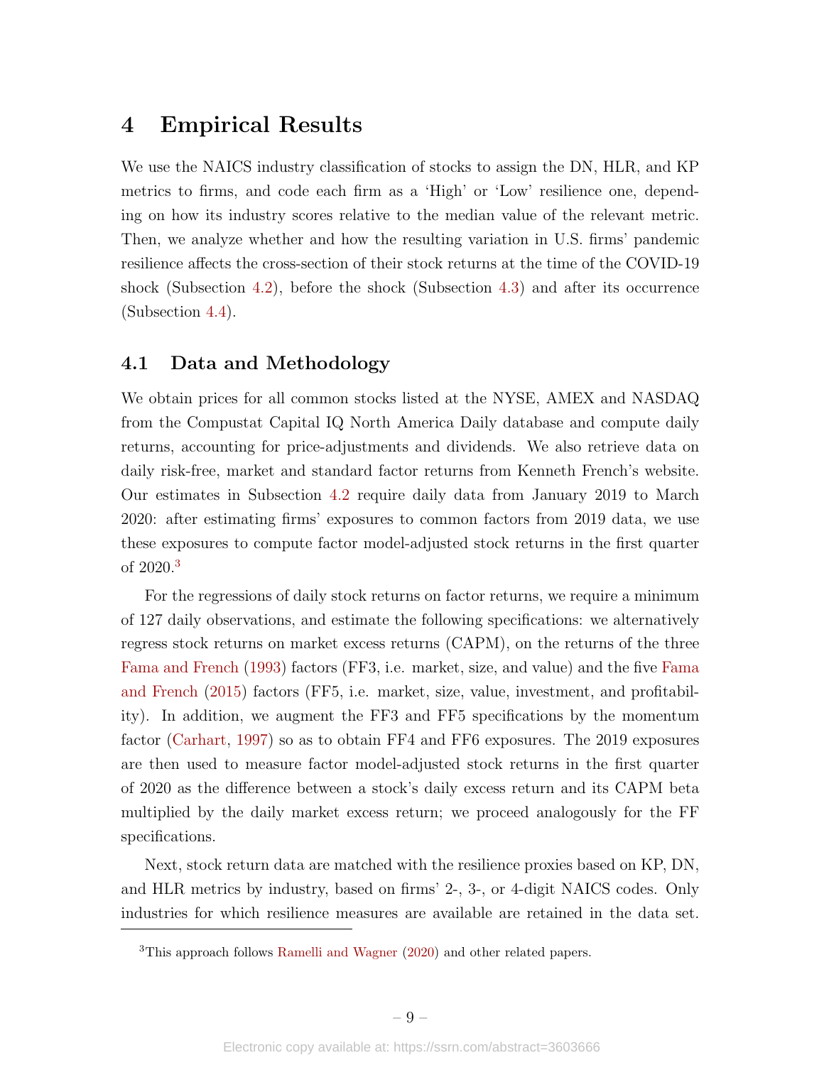# 4 Empirical Results

We use the NAICS industry classification of stocks to assign the DN, HLR, and KP metrics to firms, and code each firm as a 'High' or 'Low' resilience one, depending on how its industry scores relative to the median value of the relevant metric. Then, we analyze whether and how the resulting variation in U.S. firms' pandemic resilience affects the cross-section of their stock returns at the time of the COVID-19 shock (Subsection 4.2), before the shock (Subsection 4.3) and after its occurrence (Subsection 4.4).

## 4.1 Data and Methodology

We obtain prices for all common stocks listed at the NYSE, AMEX and NASDAQ from the Compustat Capital IQ North America Daily database and compute daily returns, accounting for price-adjustments and dividends. We also retrieve data on daily risk-free, market and standard factor returns from Kenneth French's website. Our estimates in Subsection 4.2 require daily data from January 2019 to March 2020: after estimating firms' exposures to common factors from 2019 data, we use these exposures to compute factor model-adjusted stock returns in the first quarter of 2020.[3]

For the regressions of daily stock returns on factor returns, we require a minimum of 127 daily observations, and estimate the following specifications: we alternatively regress stock returns on market excess returns (CAPM), on the returns of the three Fama and French (1993) factors (FF3, i.e. market, size, and value) and the five Fama and French (2015) factors (FF5, i.e. market, size, value, investment, and profitability). In addition, we augment the FF3 and FF5 specifications by the momentum factor (Carhart, 1997) so as to obtain FF4 and FF6 exposures. The 2019 exposures are then used to measure factor model-adjusted stock returns in the first quarter of 2020 as the difference between a stock's daily excess return and its CAPM beta multiplied by the daily market excess return; we proceed analogously for the FF specifications.

Next, stock return data are matched with the resilience proxies based on KP, DN, and HLR metrics by industry, based on firms' 2-, 3-, or 4-digit NAICS codes. Only industries for which resilience measures are available are retained in the data set.

[3] This approach follows Ramelli and Wagner (2020) and other related papers.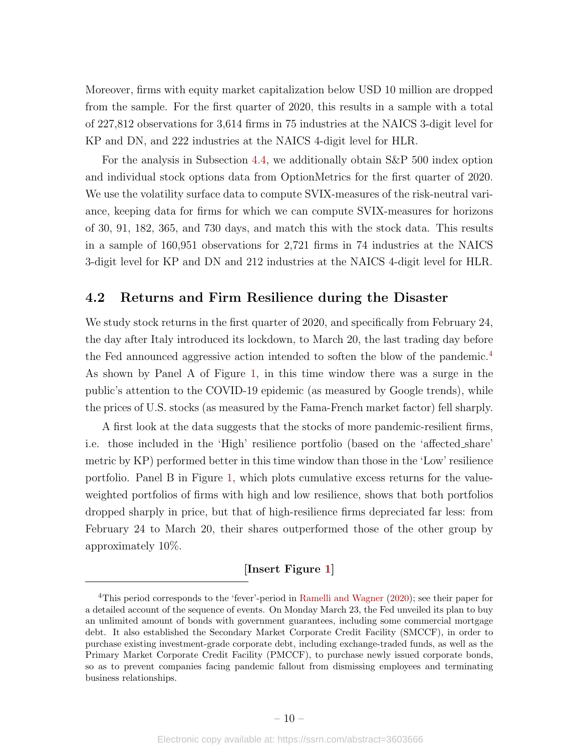Moreover, firms with equity market capitalization below USD 10 million are dropped from the sample. For the first quarter of 2020, this results in a sample with a total of 227,812 observations for 3,614 firms in 75 industries at the NAICS 3-digit level for KP and DN, and 222 industries at the NAICS 4-digit level for HLR.

For the analysis in Subsection 4.4, we additionally obtain S&P 500 index option and individual stock options data from OptionMetrics for the first quarter of 2020. We use the volatility surface data to compute SVIX-measures of the risk-neutral variance, keeping data for firms for which we can compute SVIX-measures for horizons of 30, 91, 182, 365, and 730 days, and match this with the stock data. This results in a sample of 160,951 observations for 2,721 firms in 74 industries at the NAICS 3-digit level for KP and DN and 212 industries at the NAICS 4-digit level for HLR.

## 4.2 Returns and Firm Resilience during the Disaster

We study stock returns in the first quarter of 2020, and specifically from February 24, the day after Italy introduced its lockdown, to March 20, the last trading day before the Fed announced aggressive action intended to soften the blow of the pandemic.[4] As shown by Panel A of Figure 1, in this time window there was a surge in the public's attention to the COVID-19 epidemic (as measured by Google trends), while the prices of U.S. stocks (as measured by the Fama-French market factor) fell sharply.

A first look at the data suggests that the stocks of more pandemic-resilient firms, i.e. those included in the 'High' resilience portfolio (based on the 'affected_share' metric by KP) performed better in this time window than those in the 'Low' resilience portfolio. Panel B in Figure 1, which plots cumulative excess returns for the value-weighted portfolios of firms with high and low resilience, shows that both portfolios dropped sharply in price, but that of high-resilience firms depreciated far less: from February 24 to March 20, their shares outperformed those of the other group by approximately 10%.

**[Insert Figure 1]**

[4] This period corresponds to the 'fever'-period in Ramelli and Wagner (2020); see their paper for a detailed account of the sequence of events. On Monday March 23, the Fed unveiled its plan to buy an unlimited amount of bonds with government guarantees, including some commercial mortgage debt. It also established the Secondary Market Corporate Credit Facility (SMCCF), in order to purchase existing investment-grade corporate debt, including exchange-traded funds, as well as the Primary Market Corporate Credit Facility (PMCCF), to purchase newly issued corporate bonds, so as to prevent companies facing pandemic fallout from dismissing employees and terminating business relationships.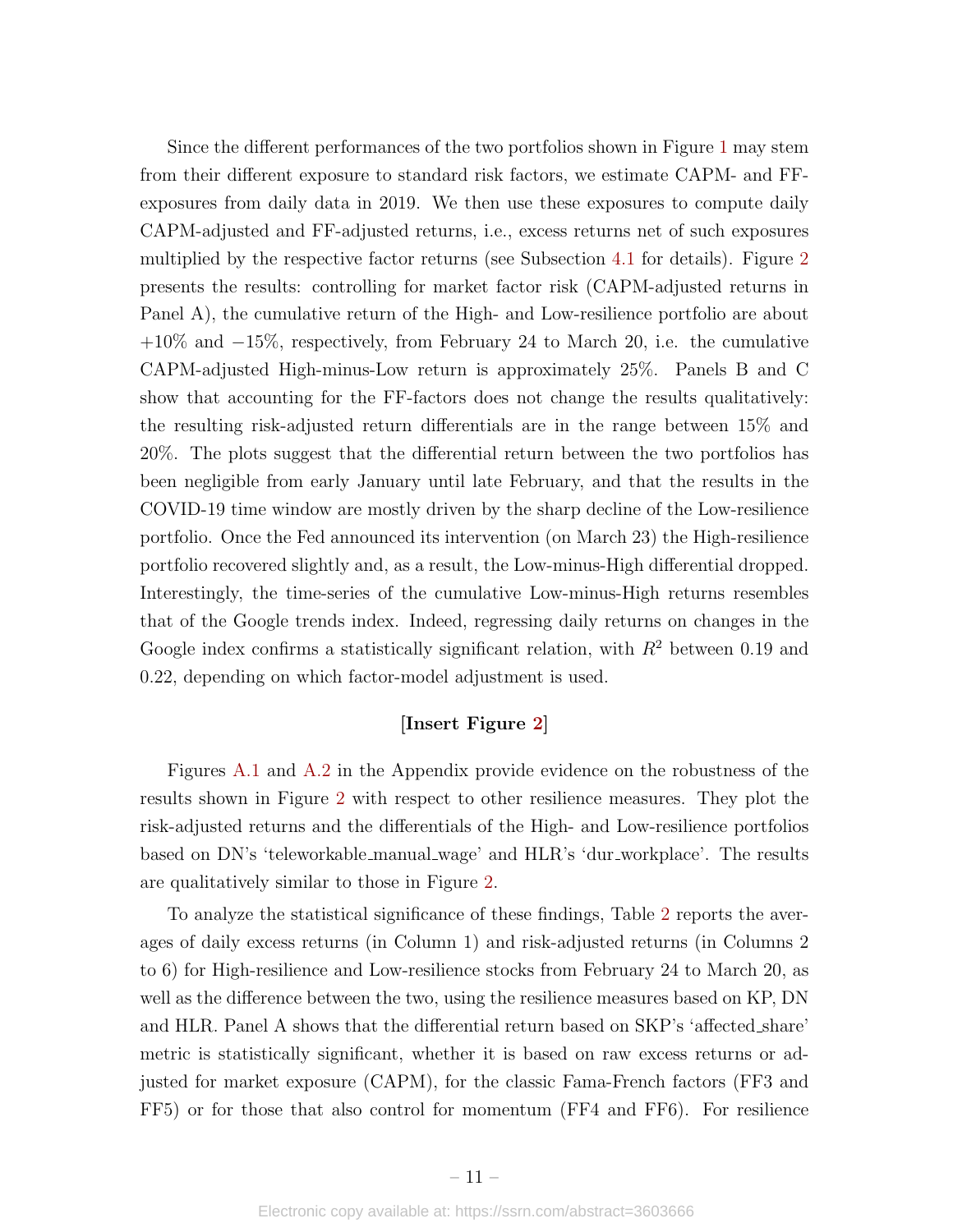Since the different performances of the two portfolios shown in Figure 1 may stem from their different exposure to standard risk factors, we estimate CAPM- and FF-exposures from daily data in 2019. We then use these exposures to compute daily CAPM-adjusted and FF-adjusted returns, i.e., excess returns net of such exposures multiplied by the respective factor returns (see Subsection 4.1 for details). Figure 2 presents the results: controlling for market factor risk (CAPM-adjusted returns in Panel A), the cumulative return of the High- and Low-resilience portfolio are about +10% and −15%, respectively, from February 24 to March 20, i.e. the cumulative CAPM-adjusted High-minus-Low return is approximately 25%. Panels B and C show that accounting for the FF-factors does not change the results qualitatively: the resulting risk-adjusted return differentials are in the range between 15% and 20%. The plots suggest that the differential return between the two portfolios has been negligible from early January until late February, and that the results in the COVID-19 time window are mostly driven by the sharp decline of the Low-resilience portfolio. Once the Fed announced its intervention (on March 23) the High-resilience portfolio recovered slightly and, as a result, the Low-minus-High differential dropped. Interestingly, the time-series of the cumulative Low-minus-High returns resembles that of the Google trends index. Indeed, regressing daily returns on changes in the Google index confirms a statistically significant relation, with $R^2$ between 0.19 and 0.22, depending on which factor-model adjustment is used.

**[Insert Figure 2]**

Figures A.1 and A.2 in the Appendix provide evidence on the robustness of the results shown in Figure 2 with respect to other resilience measures. They plot the risk-adjusted returns and the differentials of the High- and Low-resilience portfolios based on DN's 'teleworkable_manual_wage' and HLR's 'dur_workplace'. The results are qualitatively similar to those in Figure 2.

To analyze the statistical significance of these findings, Table 2 reports the averages of daily excess returns (in Column 1) and risk-adjusted returns (in Columns 2 to 6) for High-resilience and Low-resilience stocks from February 24 to March 20, as well as the difference between the two, using the resilience measures based on KP, DN and HLR. Panel A shows that the differential return based on SKP's 'affected_share' metric is statistically significant, whether it is based on raw excess returns or adjusted for market exposure (CAPM), for the classic Fama-French factors (FF3 and FF5) or for those that also control for momentum (FF4 and FF6). For resilience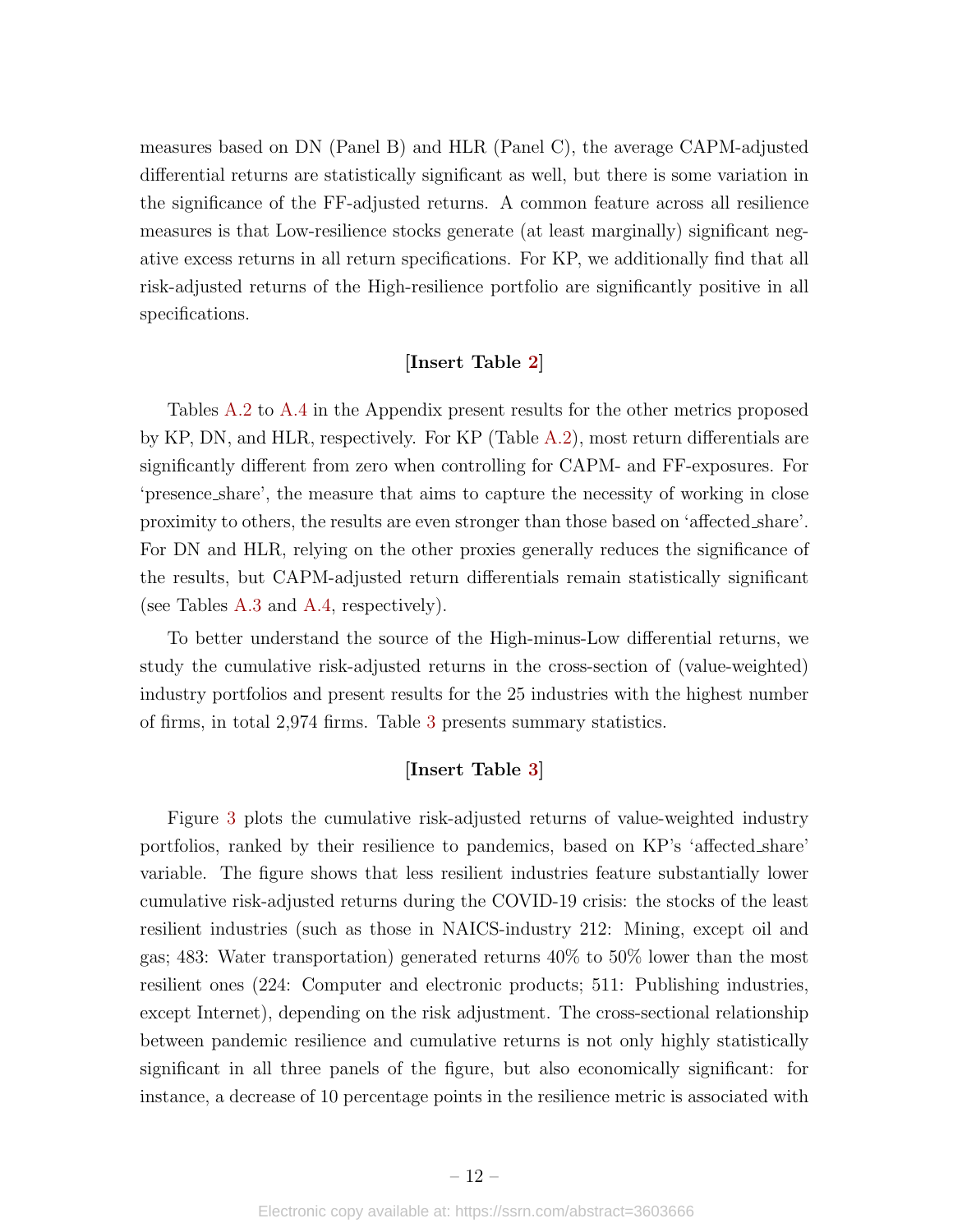measures based on DN (Panel B) and HLR (Panel C), the average CAPM-adjusted differential returns are statistically significant as well, but there is some variation in the significance of the FF-adjusted returns. A common feature across all resilience measures is that Low-resilience stocks generate (at least marginally) significant negative excess returns in all return specifications. For KP, we additionally find that all risk-adjusted returns of the High-resilience portfolio are significantly positive in all specifications.

**[Insert Table 2]**

Tables A.2 to A.4 in the Appendix present results for the other metrics proposed by KP, DN, and HLR, respectively. For KP (Table A.2), most return differentials are significantly different from zero when controlling for CAPM- and FF-exposures. For 'presence_share', the measure that aims to capture the necessity of working in close proximity to others, the results are even stronger than those based on 'affected_share'. For DN and HLR, relying on the other proxies generally reduces the significance of the results, but CAPM-adjusted return differentials remain statistically significant (see Tables A.3 and A.4, respectively).

To better understand the source of the High-minus-Low differential returns, we study the cumulative risk-adjusted returns in the cross-section of (value-weighted) industry portfolios and present results for the 25 industries with the highest number of firms, in total 2,974 firms. Table 3 presents summary statistics.

**[Insert Table 3]**

Figure 3 plots the cumulative risk-adjusted returns of value-weighted industry portfolios, ranked by their resilience to pandemics, based on KP's 'affected_share' variable. The figure shows that less resilient industries feature substantially lower cumulative risk-adjusted returns during the COVID-19 crisis: the stocks of the least resilient industries (such as those in NAICS-industry 212: Mining, except oil and gas; 483: Water transportation) generated returns 40% to 50% lower than the most resilient ones (224: Computer and electronic products; 511: Publishing industries, except Internet), depending on the risk adjustment. The cross-sectional relationship between pandemic resilience and cumulative returns is not only highly statistically significant in all three panels of the figure, but also economically significant: for instance, a decrease of 10 percentage points in the resilience metric is associated with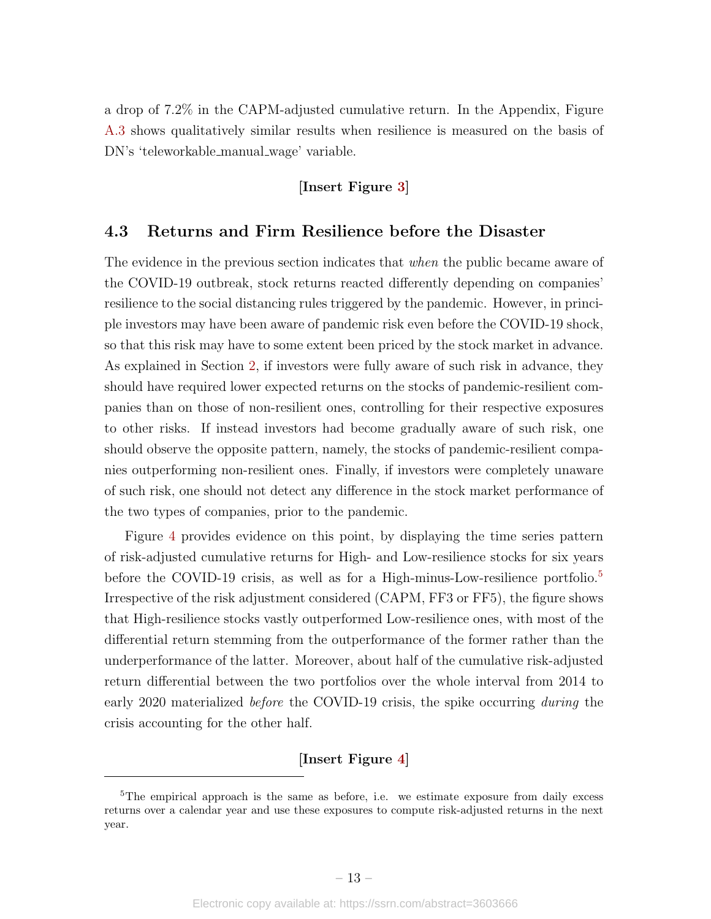a drop of 7.2% in the CAPM-adjusted cumulative return. In the Appendix, Figure A.3 shows qualitatively similar results when resilience is measured on the basis of DN's 'teleworkable_manual_wage' variable.

**[Insert Figure 3]**

## 4.3 Returns and Firm Resilience before the Disaster

The evidence in the previous section indicates that *when* the public became aware of the COVID-19 outbreak, stock returns reacted differently depending on companies' resilience to the social distancing rules triggered by the pandemic. However, in principle investors may have been aware of pandemic risk even before the COVID-19 shock, so that this risk may have to some extent been priced by the stock market in advance. As explained in Section 2, if investors were fully aware of such risk in advance, they should have required lower expected returns on the stocks of pandemic-resilient companies than on those of non-resilient ones, controlling for their respective exposures to other risks. If instead investors had become gradually aware of such risk, one should observe the opposite pattern, namely, the stocks of pandemic-resilient companies outperforming non-resilient ones. Finally, if investors were completely unaware of such risk, one should not detect any difference in the stock market performance of the two types of companies, prior to the pandemic.

Figure 4 provides evidence on this point, by displaying the time series pattern of risk-adjusted cumulative returns for High- and Low-resilience stocks for six years before the COVID-19 crisis, as well as for a High-minus-Low-resilience portfolio.[5] Irrespective of the risk adjustment considered (CAPM, FF3 or FF5), the figure shows that High-resilience stocks vastly outperformed Low-resilience ones, with most of the differential return stemming from the outperformance of the former rather than the underperformance of the latter. Moreover, about half of the cumulative risk-adjusted return differential between the two portfolios over the whole interval from 2014 to early 2020 materialized *before* the COVID-19 crisis, the spike occurring *during* the crisis accounting for the other half.

**[Insert Figure 4]**

[5] The empirical approach is the same as before, i.e. we estimate exposure from daily excess returns over a calendar year and use these exposures to compute risk-adjusted returns in the next year.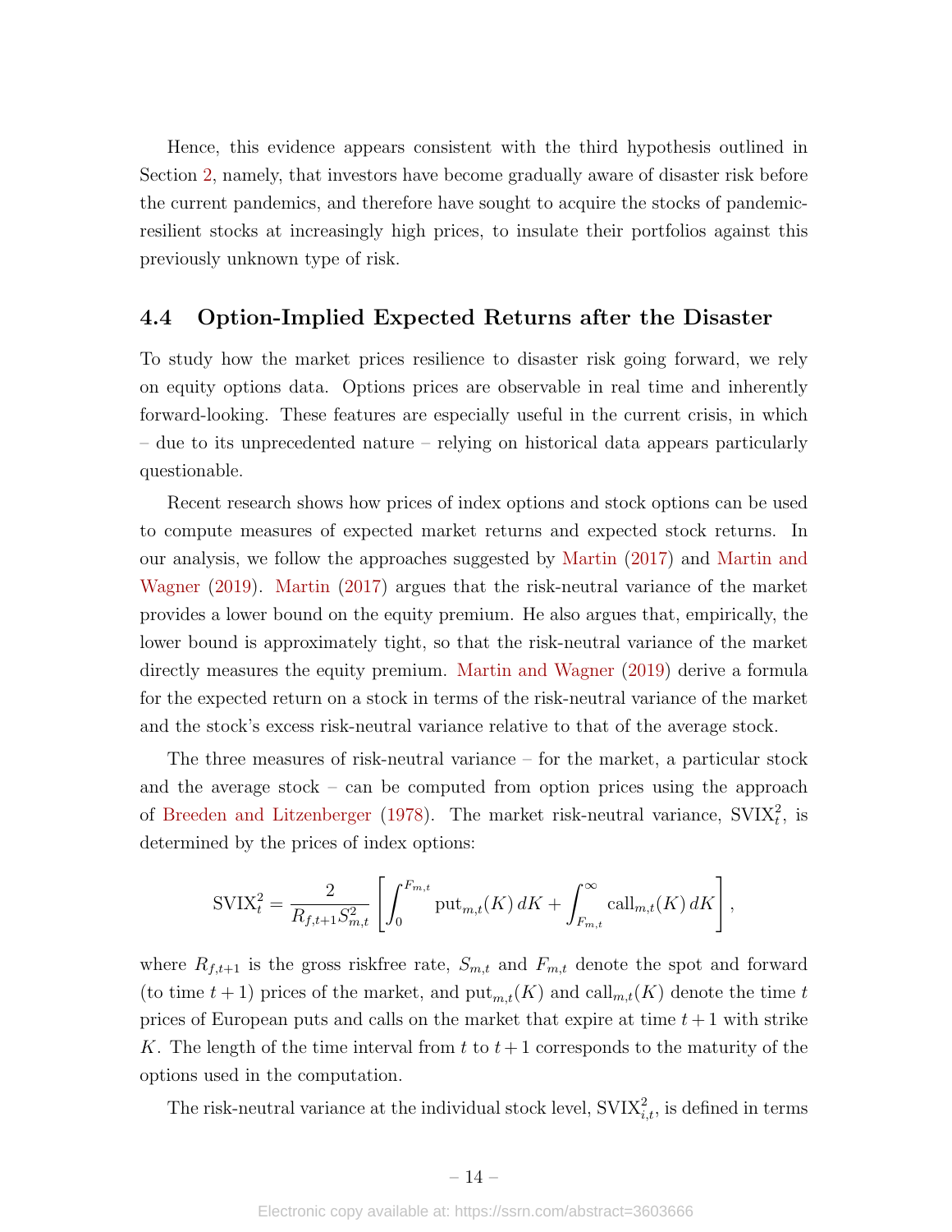Hence, this evidence appears consistent with the third hypothesis outlined in Section 2, namely, that investors have become gradually aware of disaster risk before the current pandemics, and therefore have sought to acquire the stocks of pandemic-resilient stocks at increasingly high prices, to insulate their portfolios against this previously unknown type of risk.

### 4.4 Option-Implied Expected Returns after the Disaster

To study how the market prices resilience to disaster risk going forward, we rely on equity options data. Options prices are observable in real time and inherently forward-looking. These features are especially useful in the current crisis, in which – due to its unprecedented nature – relying on historical data appears particularly questionable.

Recent research shows how prices of index options and stock options can be used to compute measures of expected market returns and expected stock returns. In our analysis, we follow the approaches suggested by Martin (2017) and Martin and Wagner (2019). Martin (2017) argues that the risk-neutral variance of the market provides a lower bound on the equity premium. He also argues that, empirically, the lower bound is approximately tight, so that the risk-neutral variance of the market directly measures the equity premium. Martin and Wagner (2019) derive a formula for the expected return on a stock in terms of the risk-neutral variance of the market and the stock's excess risk-neutral variance relative to that of the average stock.

The three measures of risk-neutral variance – for the market, a particular stock and the average stock – can be computed from option prices using the approach of Breeden and Litzenberger (1978). The market risk-neutral variance, $\text{SVIX}_t^2$, is determined by the prices of index options:

$$\text{SVIX}_t^2 = \frac{2}{R_{f,t+1} S_{m,t}^2} \left[ \int_0^{F_{m,t}} \text{put}_{m,t}(K)\, dK + \int_{F_{m,t}}^{\infty} \text{call}_{m,t}(K)\, dK \right],$$

where $R_{f,t+1}$ is the gross riskfree rate, $S_{m,t}$ and $F_{m,t}$ denote the spot and forward (to time $t+1$) prices of the market, and $\text{put}_{m,t}(K)$ and $\text{call}_{m,t}(K)$ denote the time $t$ prices of European puts and calls on the market that expire at time $t+1$ with strike $K$. The length of the time interval from $t$ to $t+1$ corresponds to the maturity of the options used in the computation.

The risk-neutral variance at the individual stock level, $\text{SVIX}_{i,t}^2$, is defined in terms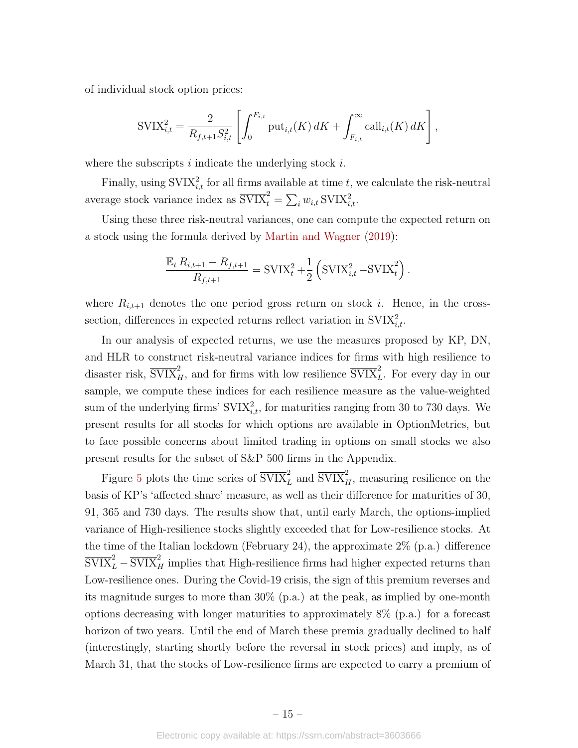of individual stock option prices:

$$\mathrm{SVIX}_{i,t}^2 = \frac{2}{R_{f,t+1} S_{i,t}^2} \left[ \int_0^{F_{i,t}} \mathrm{put}_{i,t}(K)\, dK + \int_{F_{i,t}}^{\infty} \mathrm{call}_{i,t}(K)\, dK \right],$$

where the subscripts $i$ indicate the underlying stock $i$.

Finally, using $\mathrm{SVIX}_{i,t}^2$ for all firms available at time $t$, we calculate the risk-neutral average stock variance index as $\overline{\mathrm{SVIX}}_t^2 = \sum_i w_{i,t} \, \mathrm{SVIX}_{i,t}^2$.

Using these three risk-neutral variances, one can compute the expected return on a stock using the formula derived by Martin and Wagner (2019):

$$\frac{\mathbb{E}_t \, R_{i,t+1} - R_{f,t+1}}{R_{f,t+1}} = \mathrm{SVIX}_t^2 + \frac{1}{2} \left( \mathrm{SVIX}_{i,t}^2 - \overline{\mathrm{SVIX}}_t^2 \right).$$

where $R_{i,t+1}$ denotes the one period gross return on stock $i$. Hence, in the cross-section, differences in expected returns reflect variation in $\mathrm{SVIX}_{i,t}^2$.

In our analysis of expected returns, we use the measures proposed by KP, DN, and HLR to construct risk-neutral variance indices for firms with high resilience to disaster risk, $\overline{\mathrm{SVIX}}_H^2$, and for firms with low resilience $\overline{\mathrm{SVIX}}_L^2$. For every day in our sample, we compute these indices for each resilience measure as the value-weighted sum of the underlying firms' $\mathrm{SVIX}_{i,t}^2$, for maturities ranging from 30 to 730 days. We present results for all stocks for which options are available in OptionMetrics, but to face possible concerns about limited trading in options on small stocks we also present results for the subset of S&P 500 firms in the Appendix.

Figure 5 plots the time series of $\overline{\mathrm{SVIX}}_L^2$ and $\overline{\mathrm{SVIX}}_H^2$, measuring resilience on the basis of KP's 'affected_share' measure, as well as their difference for maturities of 30, 91, 365 and 730 days. The results show that, until early March, the options-implied variance of High-resilience stocks slightly exceeded that for Low-resilience stocks. At the time of the Italian lockdown (February 24), the approximate 2% (p.a.) difference $\overline{\mathrm{SVIX}}_L^2 - \overline{\mathrm{SVIX}}_H^2$ implies that High-resilience firms had higher expected returns than Low-resilience ones. During the Covid-19 crisis, the sign of this premium reverses and its magnitude surges to more than 30% (p.a.) at the peak, as implied by one-month options decreasing with longer maturities to approximately 8% (p.a.) for a forecast horizon of two years. Until the end of March these premia gradually declined to half (interestingly, starting shortly before the reversal in stock prices) and imply, as of March 31, that the stocks of Low-resilience firms are expected to carry a premium of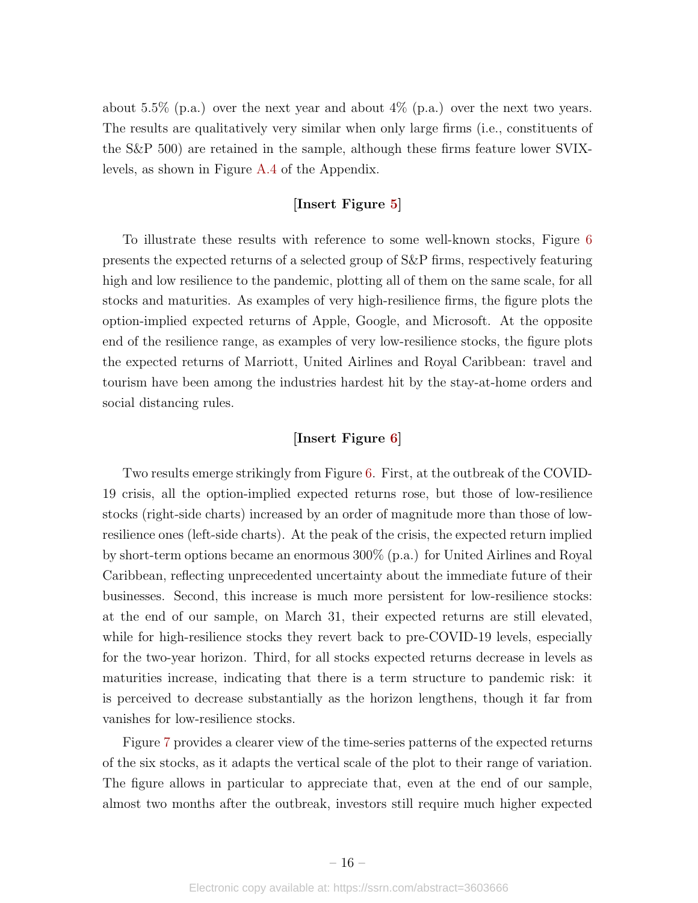about 5.5% (p.a.) over the next year and about 4% (p.a.) over the next two years. The results are qualitatively very similar when only large firms (i.e., constituents of the S&P 500) are retained in the sample, although these firms feature lower SVIX-levels, as shown in Figure A.4 of the Appendix.

[**Insert Figure 5**]

To illustrate these results with reference to some well-known stocks, Figure 6 presents the expected returns of a selected group of S&P firms, respectively featuring high and low resilience to the pandemic, plotting all of them on the same scale, for all stocks and maturities. As examples of very high-resilience firms, the figure plots the option-implied expected returns of Apple, Google, and Microsoft. At the opposite end of the resilience range, as examples of very low-resilience stocks, the figure plots the expected returns of Marriott, United Airlines and Royal Caribbean: travel and tourism have been among the industries hardest hit by the stay-at-home orders and social distancing rules.

[**Insert Figure 6**]

Two results emerge strikingly from Figure 6. First, at the outbreak of the COVID-19 crisis, all the option-implied expected returns rose, but those of low-resilience stocks (right-side charts) increased by an order of magnitude more than those of low-resilience ones (left-side charts). At the peak of the crisis, the expected return implied by short-term options became an enormous 300% (p.a.) for United Airlines and Royal Caribbean, reflecting unprecedented uncertainty about the immediate future of their businesses. Second, this increase is much more persistent for low-resilience stocks: at the end of our sample, on March 31, their expected returns are still elevated, while for high-resilience stocks they revert back to pre-COVID-19 levels, especially for the two-year horizon. Third, for all stocks expected returns decrease in levels as maturities increase, indicating that there is a term structure to pandemic risk: it is perceived to decrease substantially as the horizon lengthens, though it far from vanishes for low-resilience stocks.

Figure 7 provides a clearer view of the time-series patterns of the expected returns of the six stocks, as it adapts the vertical scale of the plot to their range of variation. The figure allows in particular to appreciate that, even at the end of our sample, almost two months after the outbreak, investors still require much higher expected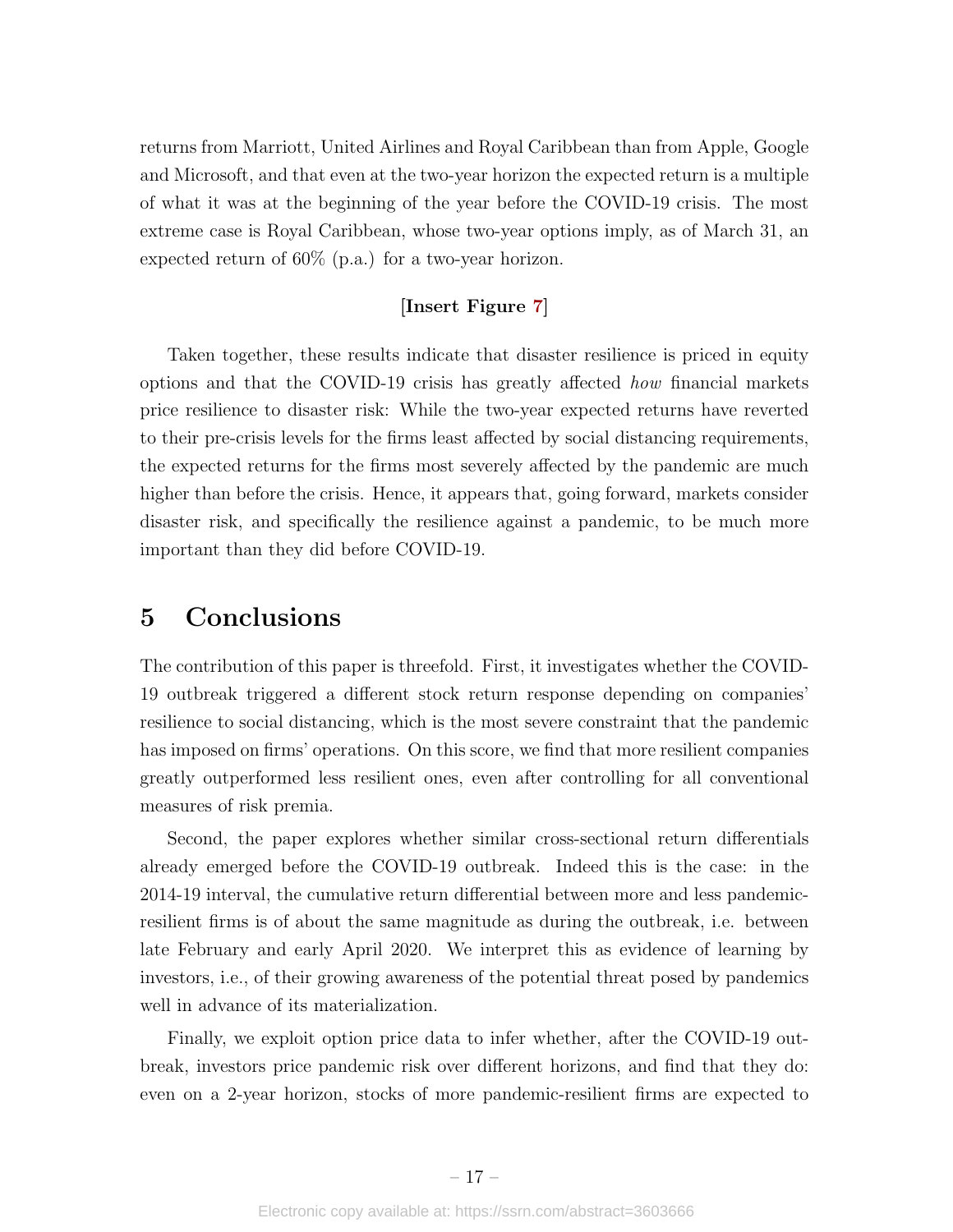returns from Marriott, United Airlines and Royal Caribbean than from Apple, Google and Microsoft, and that even at the two-year horizon the expected return is a multiple of what it was at the beginning of the year before the COVID-19 crisis. The most extreme case is Royal Caribbean, whose two-year options imply, as of March 31, an expected return of 60% (p.a.) for a two-year horizon.

[**Insert Figure 7**]

Taken together, these results indicate that disaster resilience is priced in equity options and that the COVID-19 crisis has greatly affected *how* financial markets price resilience to disaster risk: While the two-year expected returns have reverted to their pre-crisis levels for the firms least affected by social distancing requirements, the expected returns for the firms most severely affected by the pandemic are much higher than before the crisis. Hence, it appears that, going forward, markets consider disaster risk, and specifically the resilience against a pandemic, to be much more important than they did before COVID-19.

# 5 Conclusions

The contribution of this paper is threefold. First, it investigates whether the COVID-19 outbreak triggered a different stock return response depending on companies' resilience to social distancing, which is the most severe constraint that the pandemic has imposed on firms' operations. On this score, we find that more resilient companies greatly outperformed less resilient ones, even after controlling for all conventional measures of risk premia.

Second, the paper explores whether similar cross-sectional return differentials already emerged before the COVID-19 outbreak. Indeed this is the case: in the 2014-19 interval, the cumulative return differential between more and less pandemic-resilient firms is of about the same magnitude as during the outbreak, i.e. between late February and early April 2020. We interpret this as evidence of learning by investors, i.e., of their growing awareness of the potential threat posed by pandemics well in advance of its materialization.

Finally, we exploit option price data to infer whether, after the COVID-19 outbreak, investors price pandemic risk over different horizons, and find that they do: even on a 2-year horizon, stocks of more pandemic-resilient firms are expected to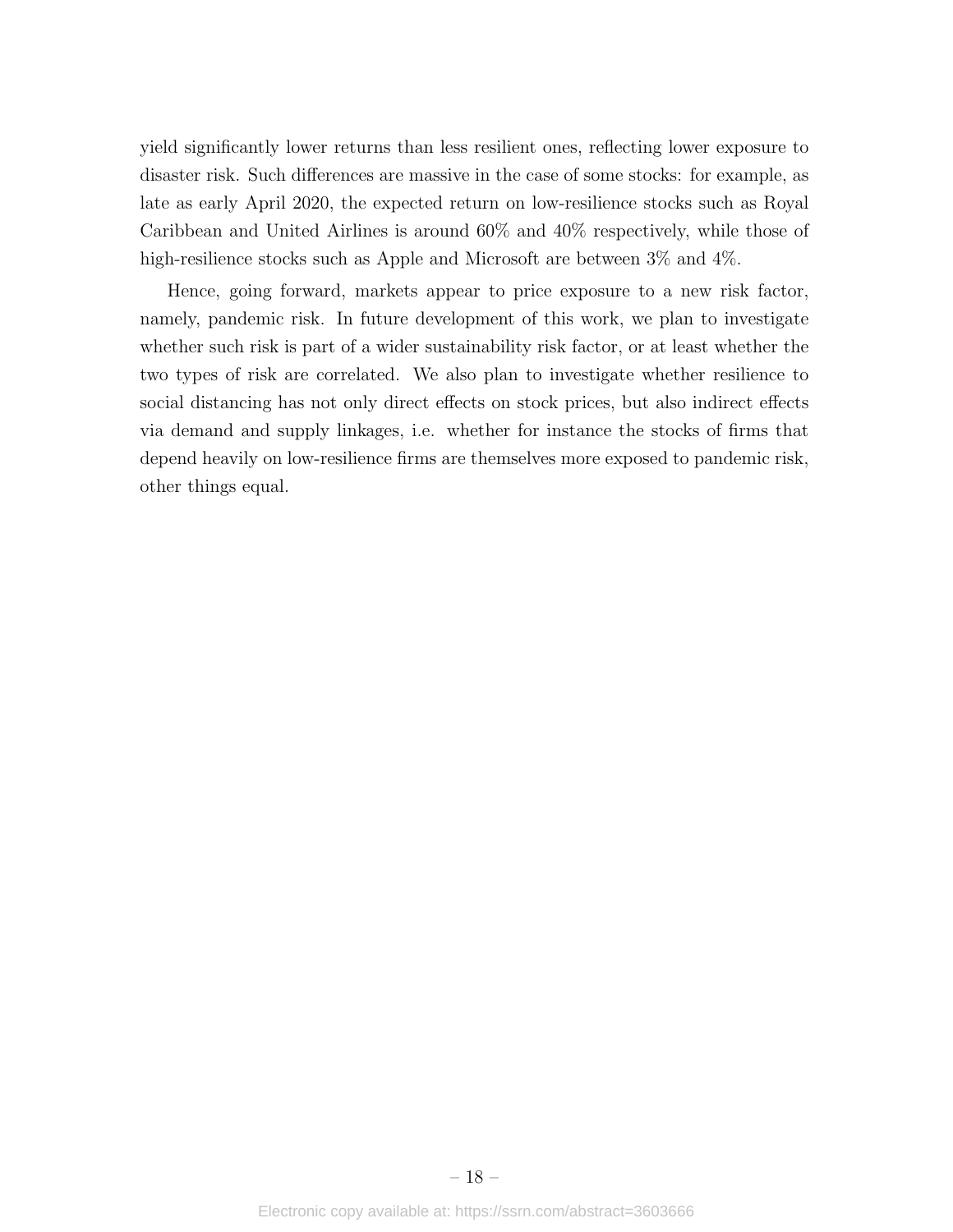yield significantly lower returns than less resilient ones, reflecting lower exposure to disaster risk. Such differences are massive in the case of some stocks: for example, as late as early April 2020, the expected return on low-resilience stocks such as Royal Caribbean and United Airlines is around 60% and 40% respectively, while those of high-resilience stocks such as Apple and Microsoft are between 3% and 4%.

Hence, going forward, markets appear to price exposure to a new risk factor, namely, pandemic risk. In future development of this work, we plan to investigate whether such risk is part of a wider sustainability risk factor, or at least whether the two types of risk are correlated. We also plan to investigate whether resilience to social distancing has not only direct effects on stock prices, but also indirect effects via demand and supply linkages, i.e. whether for instance the stocks of firms that depend heavily on low-resilience firms are themselves more exposed to pandemic risk, other things equal.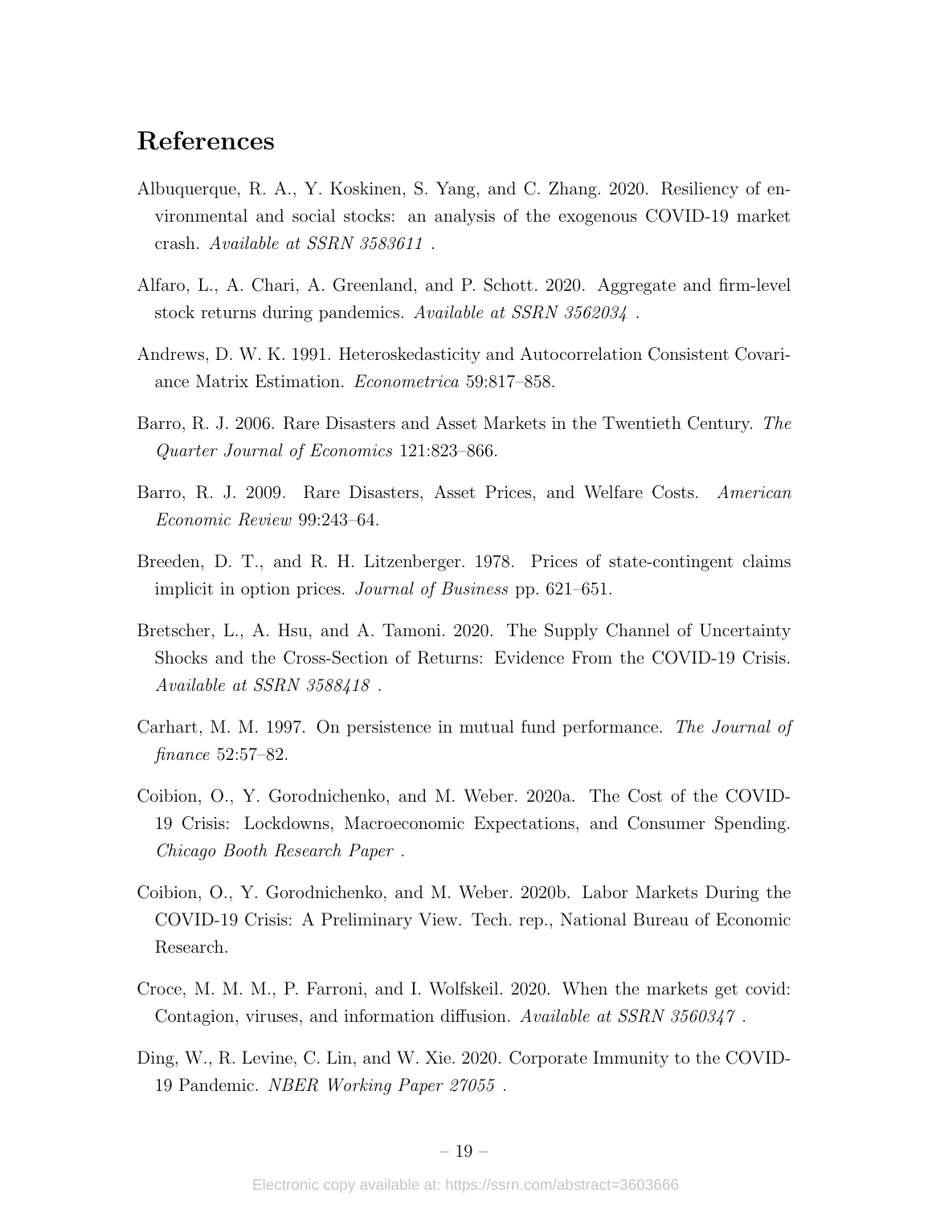# References

Albuquerque, R. A., Y. Koskinen, S. Yang, and C. Zhang. 2020. Resiliency of environmental and social stocks: an analysis of the exogenous COVID-19 market crash. *Available at SSRN 3583611* .

Alfaro, L., A. Chari, A. Greenland, and P. Schott. 2020. Aggregate and firm-level stock returns during pandemics. *Available at SSRN 3562034* .

Andrews, D. W. K. 1991. Heteroskedasticity and Autocorrelation Consistent Covariance Matrix Estimation. *Econometrica* 59:817–858.

Barro, R. J. 2006. Rare Disasters and Asset Markets in the Twentieth Century. *The Quarter Journal of Economics* 121:823–866.

Barro, R. J. 2009. Rare Disasters, Asset Prices, and Welfare Costs. *American Economic Review* 99:243–64.

Breeden, D. T., and R. H. Litzenberger. 1978. Prices of state-contingent claims implicit in option prices. *Journal of Business* pp. 621–651.

Bretscher, L., A. Hsu, and A. Tamoni. 2020. The Supply Channel of Uncertainty Shocks and the Cross-Section of Returns: Evidence From the COVID-19 Crisis. *Available at SSRN 3588418* .

Carhart, M. M. 1997. On persistence in mutual fund performance. *The Journal of finance* 52:57–82.

Coibion, O., Y. Gorodnichenko, and M. Weber. 2020a. The Cost of the COVID-19 Crisis: Lockdowns, Macroeconomic Expectations, and Consumer Spending. *Chicago Booth Research Paper* .

Coibion, O., Y. Gorodnichenko, and M. Weber. 2020b. Labor Markets During the COVID-19 Crisis: A Preliminary View. Tech. rep., National Bureau of Economic Research.

Croce, M. M. M., P. Farroni, and I. Wolfskeil. 2020. When the markets get covid: Contagion, viruses, and information diffusion. *Available at SSRN 3560347* .

Ding, W., R. Levine, C. Lin, and W. Xie. 2020. Corporate Immunity to the COVID-19 Pandemic. *NBER Working Paper 27055* .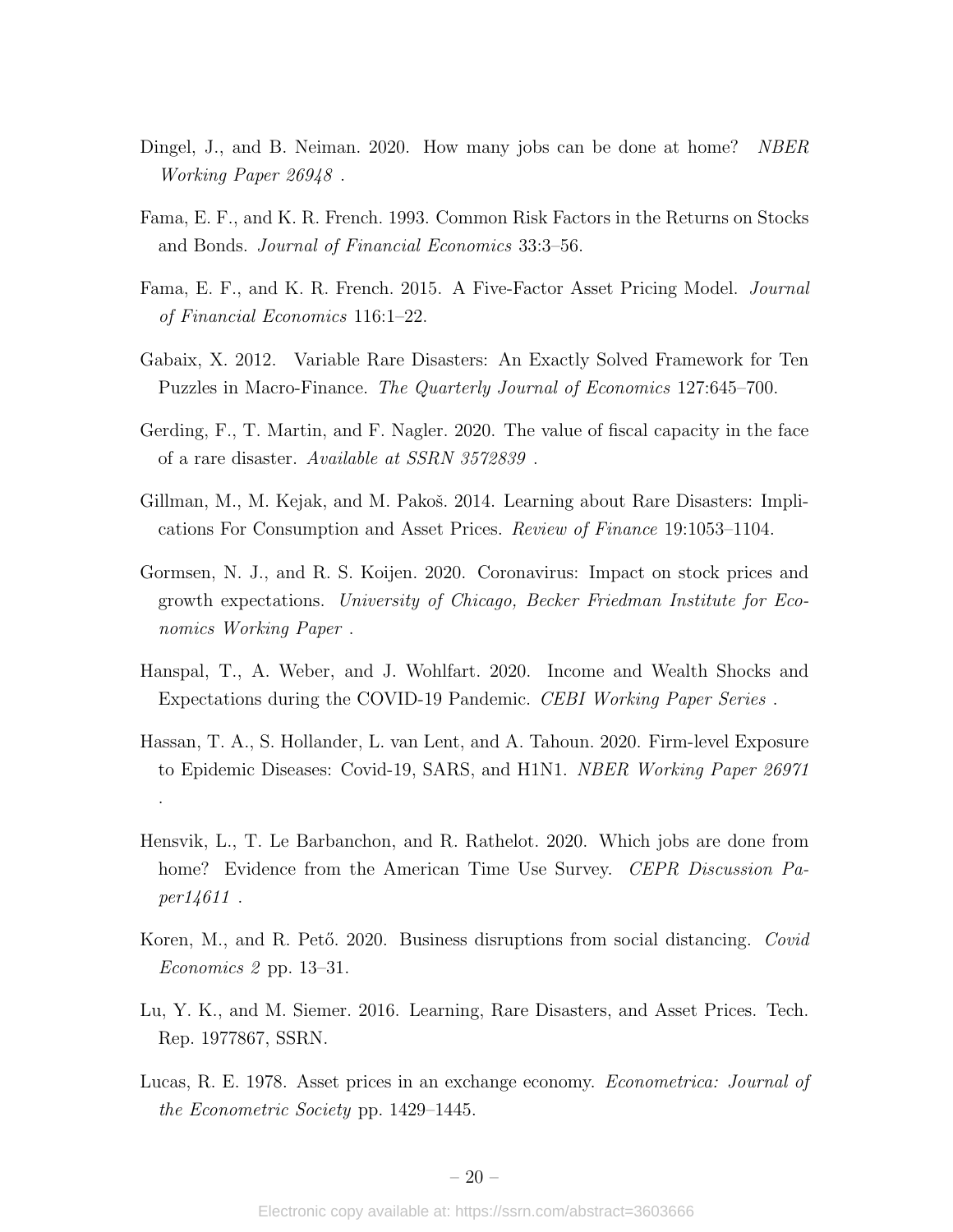Dingel, J., and B. Neiman. 2020. How many jobs can be done at home? *NBER Working Paper 26948* .

Fama, E. F., and K. R. French. 1993. Common Risk Factors in the Returns on Stocks and Bonds. *Journal of Financial Economics* 33:3–56.

Fama, E. F., and K. R. French. 2015. A Five-Factor Asset Pricing Model. *Journal of Financial Economics* 116:1–22.

Gabaix, X. 2012. Variable Rare Disasters: An Exactly Solved Framework for Ten Puzzles in Macro-Finance. *The Quarterly Journal of Economics* 127:645–700.

Gerding, F., T. Martin, and F. Nagler. 2020. The value of fiscal capacity in the face of a rare disaster. *Available at SSRN 3572839* .

Gillman, M., M. Kejak, and M. Pakoš. 2014. Learning about Rare Disasters: Implications For Consumption and Asset Prices. *Review of Finance* 19:1053–1104.

Gormsen, N. J., and R. S. Koijen. 2020. Coronavirus: Impact on stock prices and growth expectations. *University of Chicago, Becker Friedman Institute for Economics Working Paper* .

Hanspal, T., A. Weber, and J. Wohlfart. 2020. Income and Wealth Shocks and Expectations during the COVID-19 Pandemic. *CEBI Working Paper Series* .

Hassan, T. A., S. Hollander, L. van Lent, and A. Tahoun. 2020. Firm-level Exposure to Epidemic Diseases: Covid-19, SARS, and H1N1. *NBER Working Paper 26971* .

Hensvik, L., T. Le Barbanchon, and R. Rathelot. 2020. Which jobs are done from home? Evidence from the American Time Use Survey. *CEPR Discussion Paper14611* .

Koren, M., and R. Pető. 2020. Business disruptions from social distancing. *Covid Economics 2* pp. 13–31.

Lu, Y. K., and M. Siemer. 2016. Learning, Rare Disasters, and Asset Prices. Tech. Rep. 1977867, SSRN.

Lucas, R. E. 1978. Asset prices in an exchange economy. *Econometrica: Journal of the Econometric Society* pp. 1429–1445.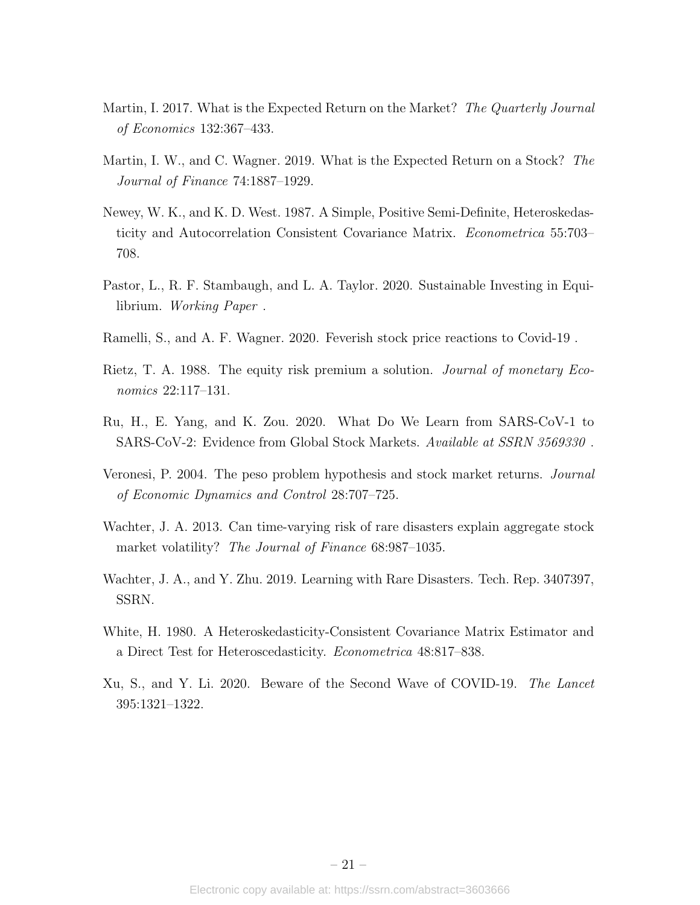Martin, I. 2017. What is the Expected Return on the Market? *The Quarterly Journal of Economics* 132:367–433.

Martin, I. W., and C. Wagner. 2019. What is the Expected Return on a Stock? *The Journal of Finance* 74:1887–1929.

Newey, W. K., and K. D. West. 1987. A Simple, Positive Semi-Definite, Heteroskedasticity and Autocorrelation Consistent Covariance Matrix. *Econometrica* 55:703–708.

Pastor, L., R. F. Stambaugh, and L. A. Taylor. 2020. Sustainable Investing in Equilibrium. *Working Paper* .

Ramelli, S., and A. F. Wagner. 2020. Feverish stock price reactions to Covid-19 .

Rietz, T. A. 1988. The equity risk premium a solution. *Journal of monetary Economics* 22:117–131.

Ru, H., E. Yang, and K. Zou. 2020. What Do We Learn from SARS-CoV-1 to SARS-CoV-2: Evidence from Global Stock Markets. *Available at SSRN 3569330* .

Veronesi, P. 2004. The peso problem hypothesis and stock market returns. *Journal of Economic Dynamics and Control* 28:707–725.

Wachter, J. A. 2013. Can time-varying risk of rare disasters explain aggregate stock market volatility? *The Journal of Finance* 68:987–1035.

Wachter, J. A., and Y. Zhu. 2019. Learning with Rare Disasters. Tech. Rep. 3407397, SSRN.

White, H. 1980. A Heteroskedasticity-Consistent Covariance Matrix Estimator and a Direct Test for Heteroscedasticity. *Econometrica* 48:817–838.

Xu, S., and Y. Li. 2020. Beware of the Second Wave of COVID-19. *The Lancet* 395:1321–1322.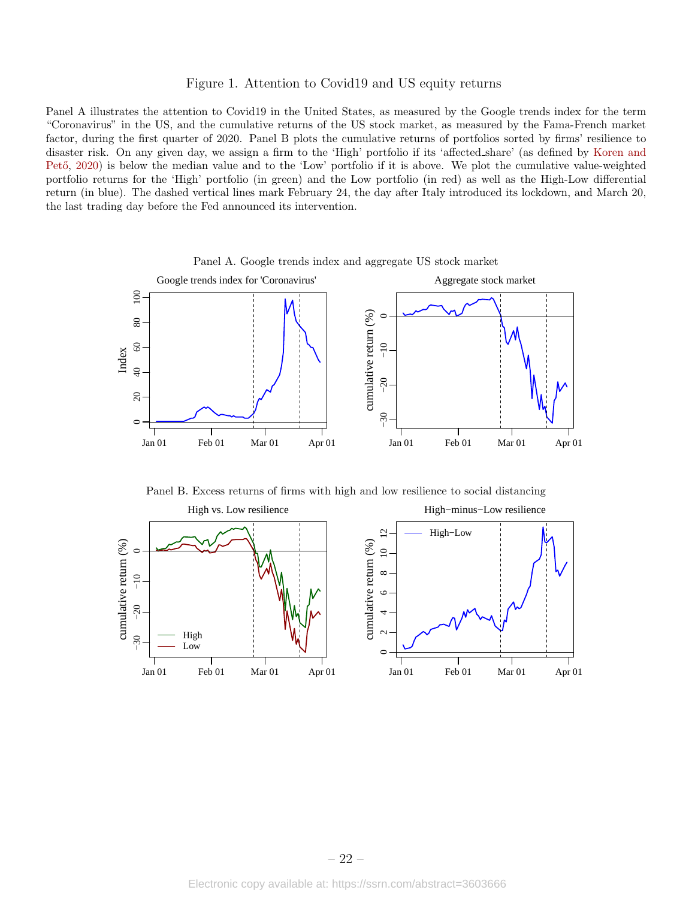Figure 1. Attention to Covid19 and US equity returns

Panel A illustrates the attention to Covid19 in the United States, as measured by the Google trends index for the term "Coronavirus" in the US, and the cumulative returns of the US stock market, as measured by the Fama-French market factor, during the first quarter of 2020. Panel B plots the cumulative returns of portfolios sorted by firms' resilience to disaster risk. On any given day, we assign a firm to the 'High' portfolio if its 'affected_share' (as defined by Koren and Pető, 2020) is below the median value and to the 'Low' portfolio if it is above. We plot the cumulative value-weighted portfolio returns for the 'High' portfolio (in green) and the Low portfolio (in red) as well as the High-Low differential return (in blue). The dashed vertical lines mark February 24, the day after Italy introduced its lockdown, and March 20, the last trading day before the Fed announced its intervention.

Panel A. Google trends index and aggregate US stock market

Panel B. Excess returns of firms with high and low resilience to social distancing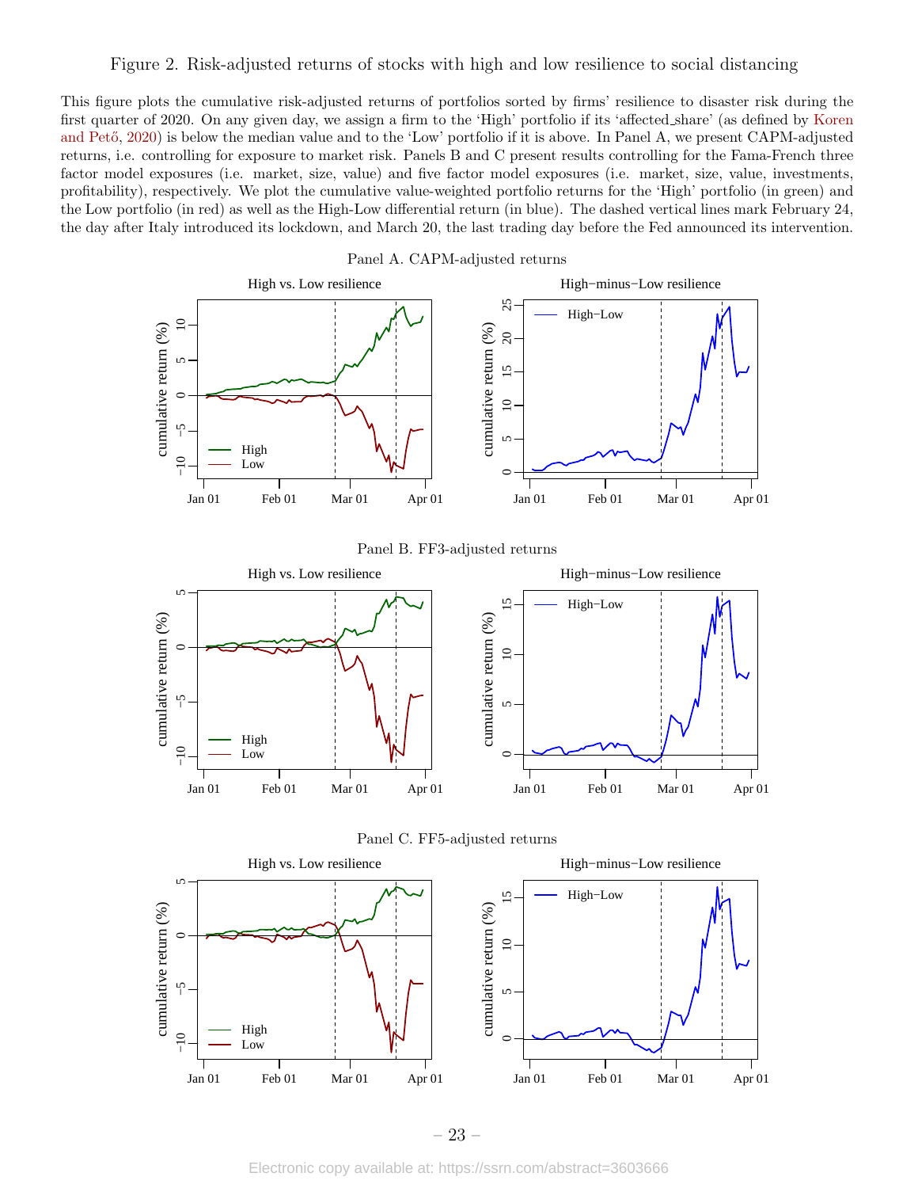Figure 2. Risk-adjusted returns of stocks with high and low resilience to social distancing

This figure plots the cumulative risk-adjusted returns of portfolios sorted by firms' resilience to disaster risk during the first quarter of 2020. On any given day, we assign a firm to the 'High' portfolio if its 'affected_share' (as defined by Koren and Pető, 2020) is below the median value and to the 'Low' portfolio if it is above. In Panel A, we present CAPM-adjusted returns, i.e. controlling for exposure to market risk. Panels B and C present results controlling for the Fama-French three factor model exposures (i.e. market, size, value) and five factor model exposures (i.e. market, size, value, investments, profitability), respectively. We plot the cumulative value-weighted portfolio returns for the 'High' portfolio (in green) and the Low portfolio (in red) as well as the High-Low differential return (in blue). The dashed vertical lines mark February 24, the day after Italy introduced its lockdown, and March 20, the last trading day before the Fed announced its intervention.

Panel A. CAPM-adjusted returns

Panel B. FF3-adjusted returns

Panel C. FF5-adjusted returns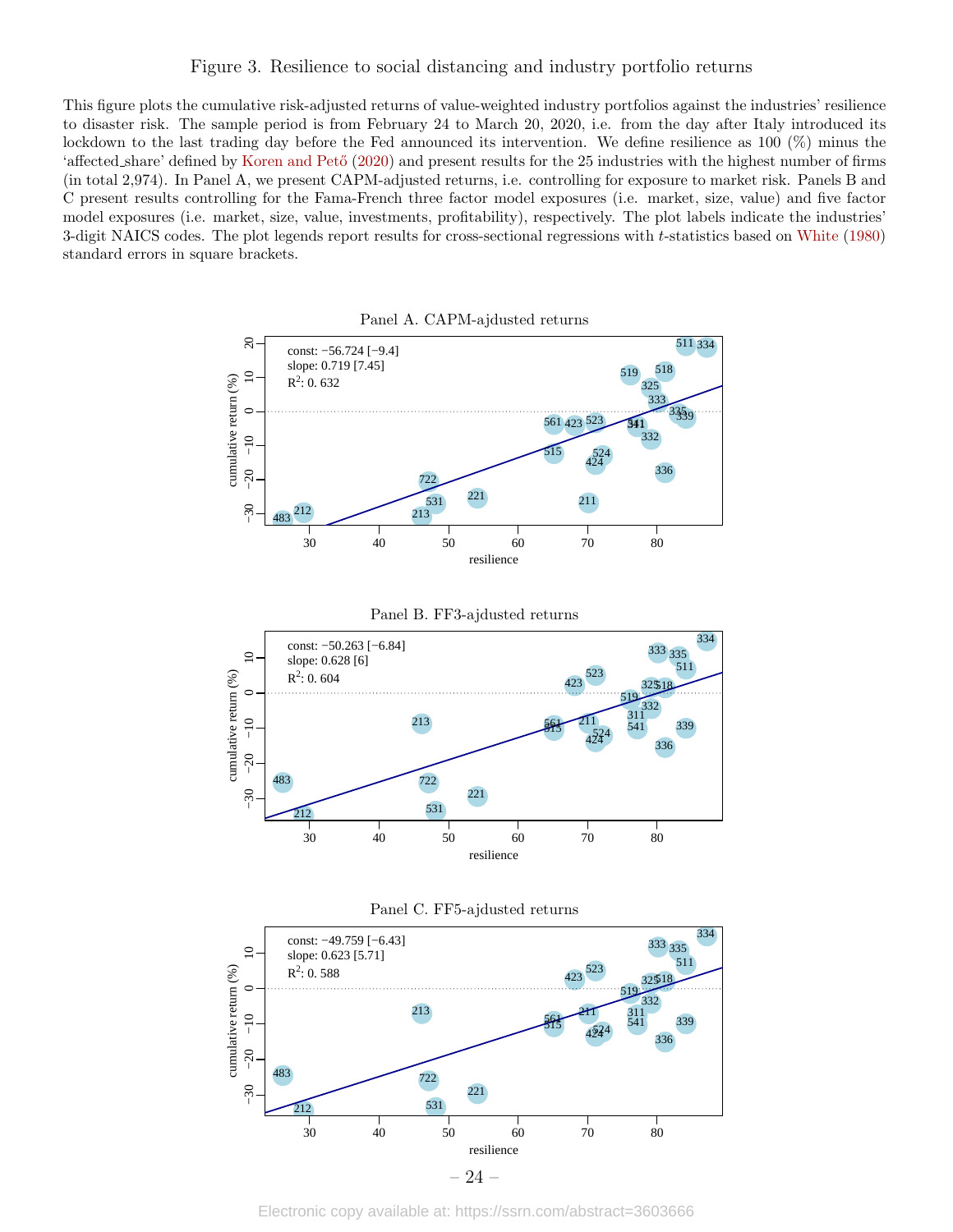Figure 3. Resilience to social distancing and industry portfolio returns

This figure plots the cumulative risk-adjusted returns of value-weighted industry portfolios against the industries' resilience to disaster risk. The sample period is from February 24 to March 20, 2020, i.e. from the day after Italy introduced its lockdown to the last trading day before the Fed announced its intervention. We define resilience as 100 (%) minus the 'affected_share' defined by Koren and Pető (2020) and present results for the 25 industries with the highest number of firms (in total 2,974). In Panel A, we present CAPM-adjusted returns, i.e. controlling for exposure to market risk. Panels B and C present results controlling for the Fama-French three factor model exposures (i.e. market, size, value) and five factor model exposures (i.e. market, size, value, investments, profitability), respectively. The plot labels indicate the industries' 3-digit NAICS codes. The plot legends report results for cross-sectional regressions with $t$-statistics based on White (1980) standard errors in square brackets.

Panel A. CAPM-ajdusted returns

const: −56.724 [−9.4]
slope: 0.719 [7.45]
$R^2$: 0. 632

Panel B. FF3-ajdusted returns

const: −50.263 [−6.84]
slope: 0.628 [6]
$R^2$: 0. 604

Panel C. FF5-ajdusted returns

const: −49.759 [−6.43]
slope: 0.623 [5.71]
$R^2$: 0. 588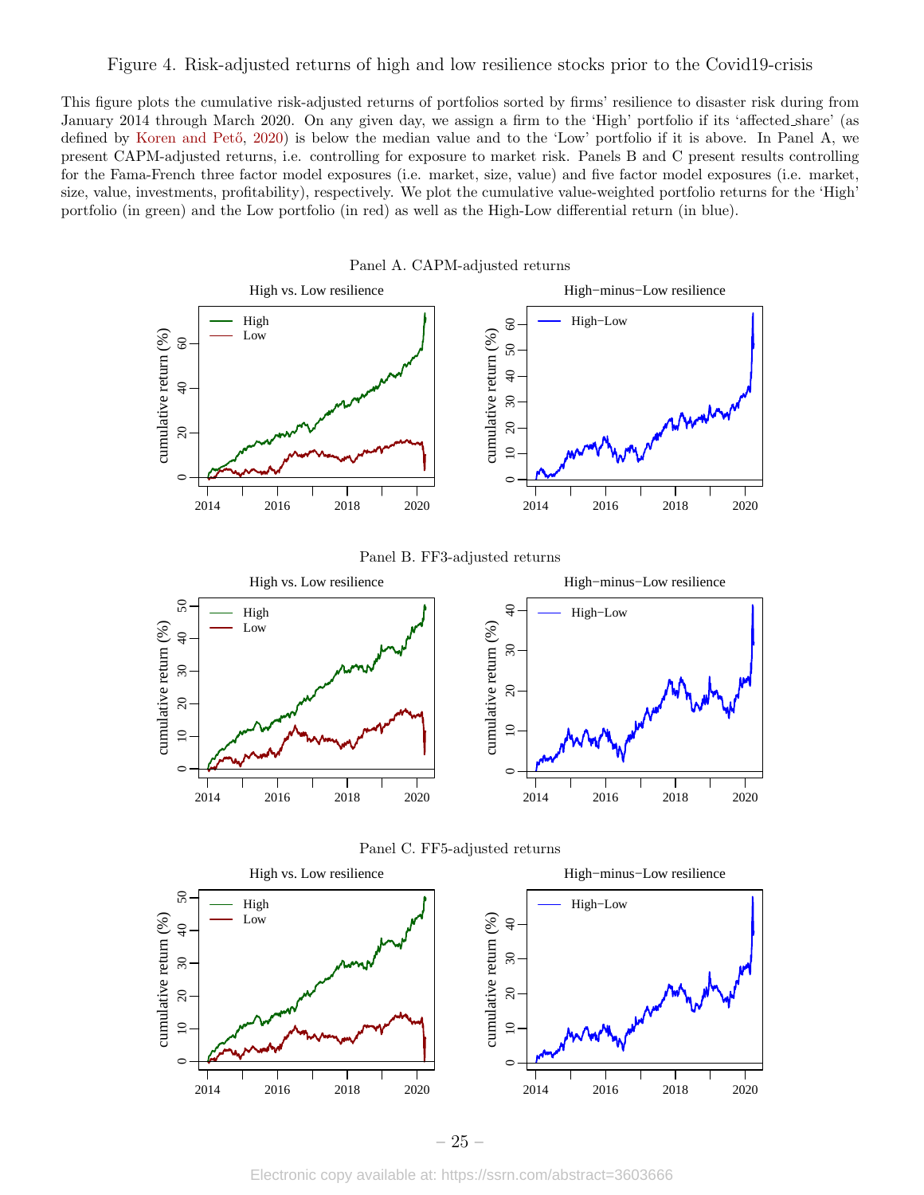Figure 4. Risk-adjusted returns of high and low resilience stocks prior to the Covid19-crisis

This figure plots the cumulative risk-adjusted returns of portfolios sorted by firms' resilience to disaster risk during from January 2014 through March 2020. On any given day, we assign a firm to the 'High' portfolio if its 'affected_share' (as defined by Koren and Pető, 2020) is below the median value and to the 'Low' portfolio if it is above. In Panel A, we present CAPM-adjusted returns, i.e. controlling for exposure to market risk. Panels B and C present results controlling for the Fama-French three factor model exposures (i.e. market, size, value) and five factor model exposures (i.e. market, size, value, investments, profitability), respectively. We plot the cumulative value-weighted portfolio returns for the 'High' portfolio (in green) and the Low portfolio (in red) as well as the High-Low differential return (in blue).

Panel A. CAPM-adjusted returns

Panel B. FF3-adjusted returns

Panel C. FF5-adjusted returns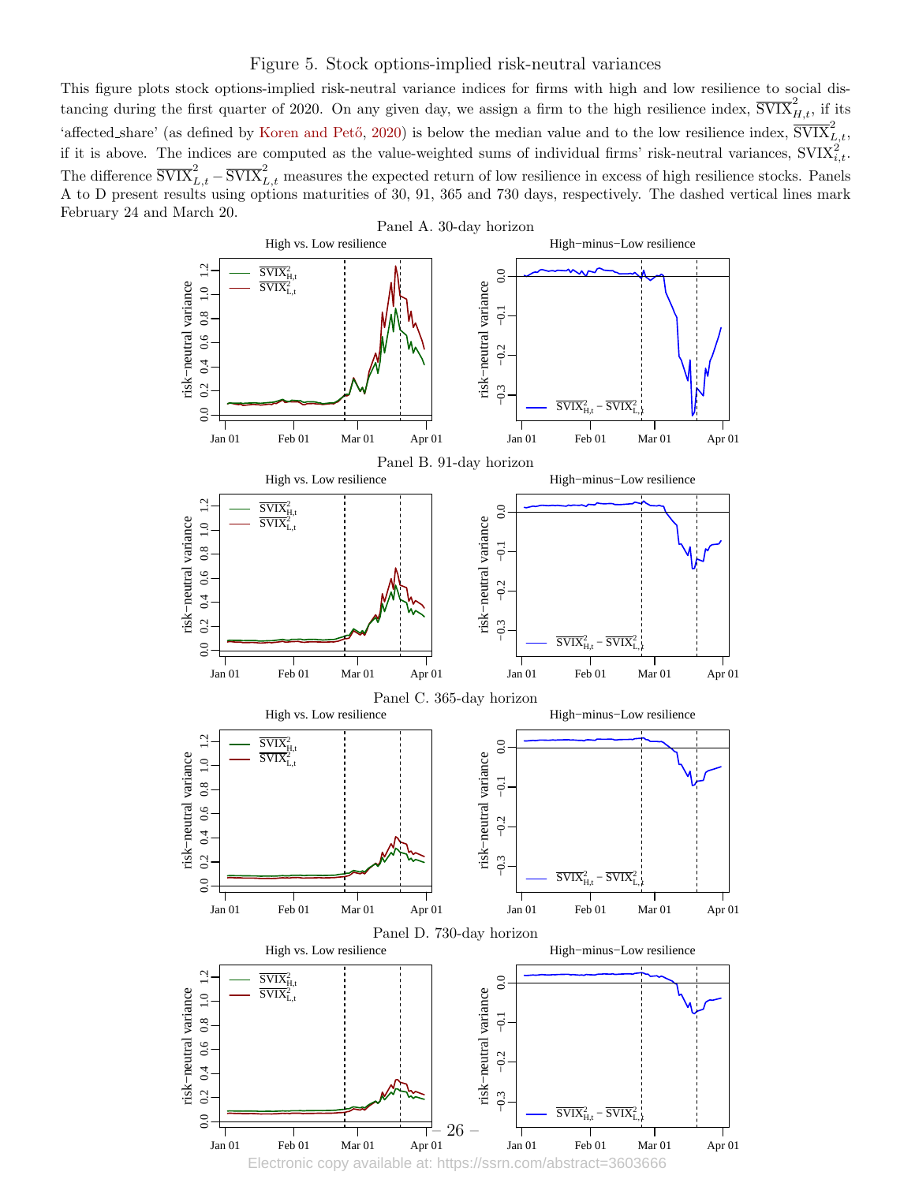# Figure 5. Stock options-implied risk-neutral variances

This figure plots stock options-implied risk-neutral variance indices for firms with high and low resilience to social distancing during the first quarter of 2020. On any given day, we assign a firm to the high resilience index, $\overline{\text{SVIX}}^2_{H,t}$, if its 'affected_share' (as defined by Koren and Pető, 2020) is below the median value and to the low resilience index, $\overline{\text{SVIX}}^2_{L,t}$, if it is above. The indices are computed as the value-weighted sums of individual firms' risk-neutral variances, $\text{SVIX}^2_{i,t}$. The difference $\overline{\text{SVIX}}^2_{L,t} - \overline{\text{SVIX}}^2_{L,t}$ measures the expected return of low resilience in excess of high resilience stocks. Panels A to D present results using options maturities of 30, 91, 365 and 730 days, respectively. The dashed vertical lines mark February 24 and March 20.

Panel A. 30-day horizon

Panel B. 91-day horizon

Panel C. 365-day horizon

Panel D. 730-day horizon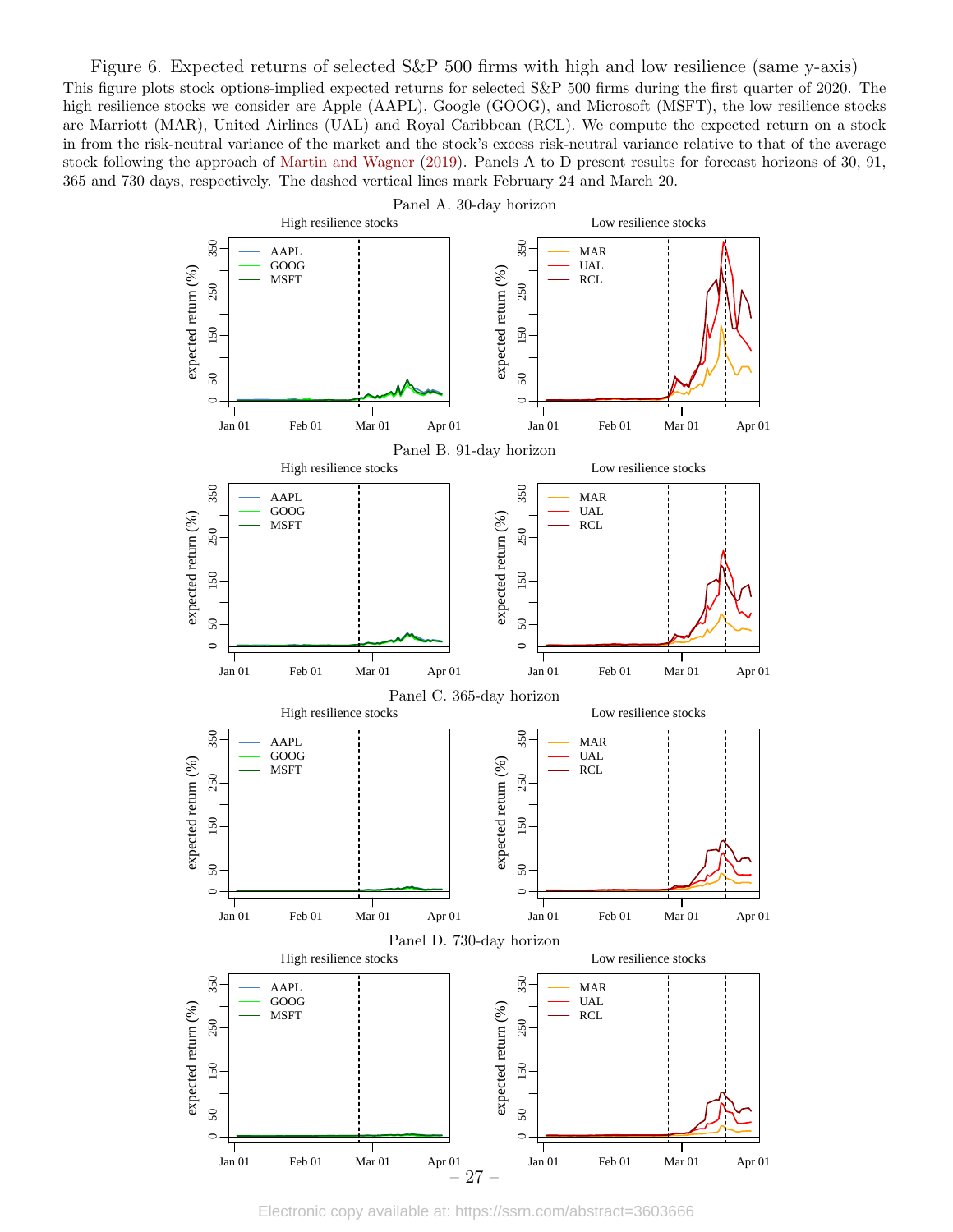Figure 6. Expected returns of selected S&P 500 firms with high and low resilience (same y-axis)

This figure plots stock options-implied expected returns for selected S&P 500 firms during the first quarter of 2020. The high resilience stocks we consider are Apple (AAPL), Google (GOOG), and Microsoft (MSFT), the low resilience stocks are Marriott (MAR), United Airlines (UAL) and Royal Caribbean (RCL). We compute the expected return on a stock in from the risk-neutral variance of the market and the stock's excess risk-neutral variance relative to that of the average stock following the approach of Martin and Wagner (2019). Panels A to D present results for forecast horizons of 30, 91, 365 and 730 days, respectively. The dashed vertical lines mark February 24 and March 20.

Panel A. 30-day horizon

Panel B. 91-day horizon

Panel C. 365-day horizon

Panel D. 730-day horizon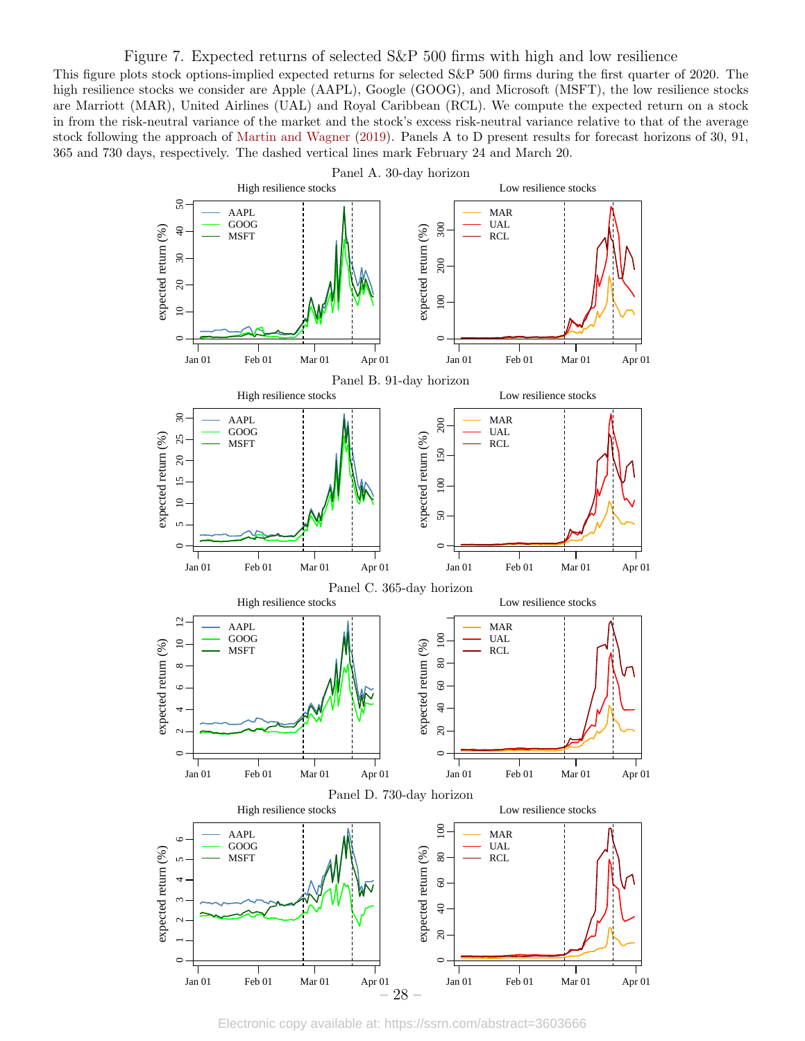Figure 7. Expected returns of selected S&P 500 firms with high and low resilience

This figure plots stock options-implied expected returns for selected S&P 500 firms during the first quarter of 2020. The high resilience stocks we consider are Apple (AAPL), Google (GOOG), and Microsoft (MSFT), the low resilience stocks are Marriott (MAR), United Airlines (UAL) and Royal Caribbean (RCL). We compute the expected return on a stock in from the risk-neutral variance of the market and the stock's excess risk-neutral variance relative to that of the average stock following the approach of Martin and Wagner (2019). Panels A to D present results for forecast horizons of 30, 91, 365 and 730 days, respectively. The dashed vertical lines mark February 24 and March 20.

Panel A. 30-day horizon

Panel B. 91-day horizon

Panel C. 365-day horizon

Panel D. 730-day horizon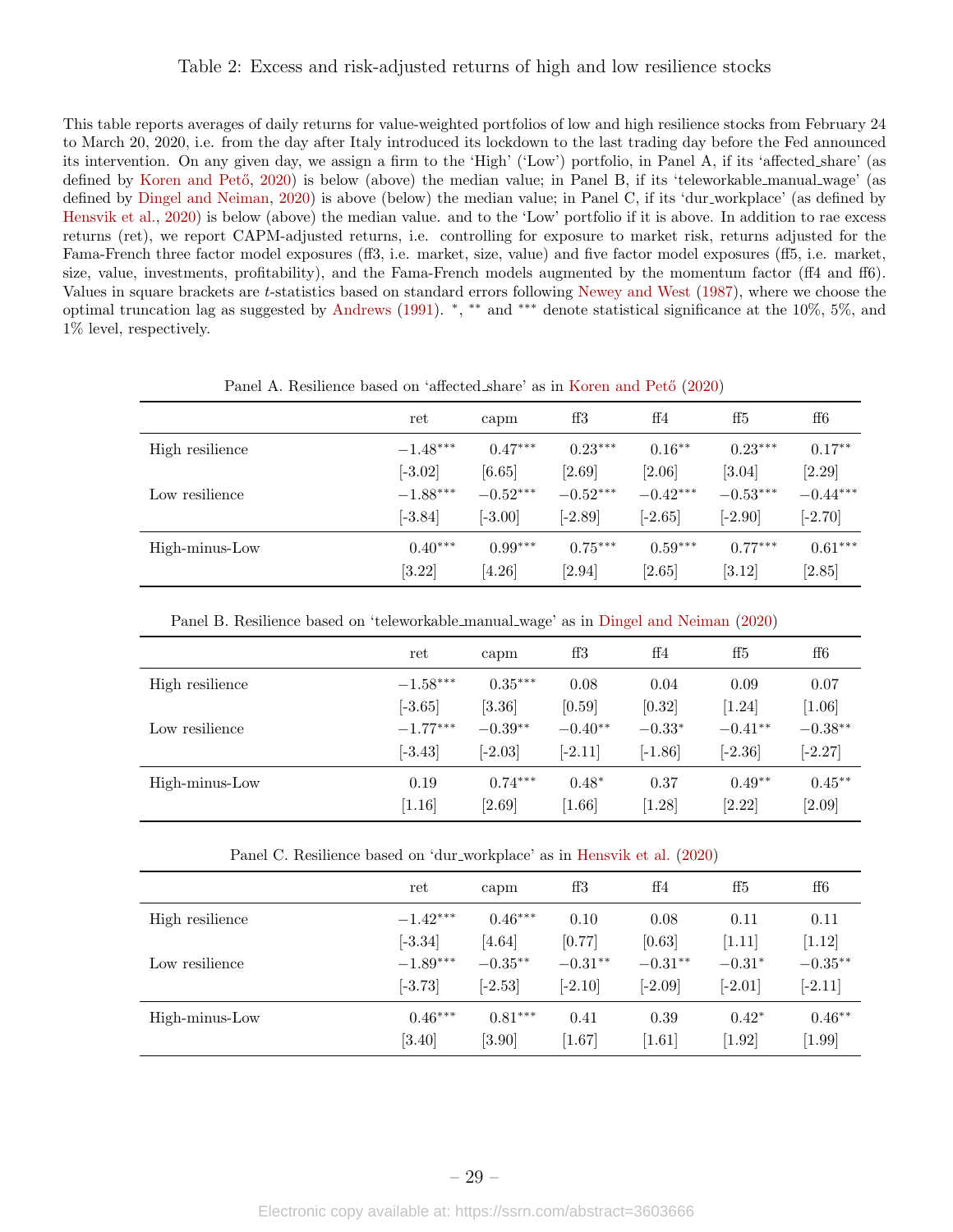Table 2: Excess and risk-adjusted returns of high and low resilience stocks

This table reports averages of daily returns for value-weighted portfolios of low and high resilience stocks from February 24 to March 20, 2020, i.e. from the day after Italy introduced its lockdown to the last trading day before the Fed announced its intervention. On any given day, we assign a firm to the 'High' ('Low') portfolio, in Panel A, if its 'affected_share' (as defined by Koren and Pető, 2020) is below (above) the median value; in Panel B, if its 'teleworkable_manual_wage' (as defined by Dingel and Neiman, 2020) is above (below) the median value; in Panel C, if its 'dur_workplace' (as defined by Hensvik et al., 2020) is below (above) the median value. and to the 'Low' portfolio if it is above. In addition to rae excess returns (ret), we report CAPM-adjusted returns, i.e. controlling for exposure to market risk, returns adjusted for the Fama-French three factor model exposures (ff3, i.e. market, size, value) and five factor model exposures (ff5, i.e. market, size, value, investments, profitability), and the Fama-French models augmented by the momentum factor (ff4 and ff6). Values in square brackets are $t$-statistics based on standard errors following Newey and West (1987), where we choose the optimal truncation lag as suggested by Andrews (1991). $^{*}$, $^{**}$ and $^{***}$ denote statistical significance at the 10%, 5%, and 1% level, respectively.

Panel A. Resilience based on 'affected_share' as in Koren and Pető (2020)

| | ret | capm | ff3 | ff4 | ff5 | ff6 |
|---|---|---|---|---|---|---|
| High resilience | $-1.48^{***}$ | $0.47^{***}$ | $0.23^{***}$ | $0.16^{**}$ | $0.23^{***}$ | $0.17^{**}$ |
| | [-3.02] | [6.65] | [2.69] | [2.06] | [3.04] | [2.29] |
| Low resilience | $-1.88^{***}$ | $-0.52^{***}$ | $-0.52^{***}$ | $-0.42^{***}$ | $-0.53^{***}$ | $-0.44^{***}$ |
| | [-3.84] | [-3.00] | [-2.89] | [-2.65] | [-2.90] | [-2.70] |
| High-minus-Low | $0.40^{***}$ | $0.99^{***}$ | $0.75^{***}$ | $0.59^{***}$ | $0.77^{***}$ | $0.61^{***}$ |
| | [3.22] | [4.26] | [2.94] | [2.65] | [3.12] | [2.85] |

Panel B. Resilience based on 'teleworkable_manual_wage' as in Dingel and Neiman (2020)

| | ret | capm | ff3 | ff4 | ff5 | ff6 |
|---|---|---|---|---|---|---|
| High resilience | $-1.58^{***}$ | $0.35^{***}$ | 0.08 | 0.04 | 0.09 | 0.07 |
| | [-3.65] | [3.36] | [0.59] | [0.32] | [1.24] | [1.06] |
| Low resilience | $-1.77^{***}$ | $-0.39^{**}$ | $-0.40^{**}$ | $-0.33^{*}$ | $-0.41^{**}$ | $-0.38^{**}$ |
| | [-3.43] | [-2.03] | [-2.11] | [-1.86] | [-2.36] | [-2.27] |
| High-minus-Low | 0.19 | $0.74^{***}$ | $0.48^{*}$ | 0.37 | $0.49^{**}$ | $0.45^{**}$ |
| | [1.16] | [2.69] | [1.66] | [1.28] | [2.22] | [2.09] |

Panel C. Resilience based on 'dur_workplace' as in Hensvik et al. (2020)

| | ret | capm | ff3 | ff4 | ff5 | ff6 |
|---|---|---|---|---|---|---|
| High resilience | $-1.42^{***}$ | $0.46^{***}$ | 0.10 | 0.08 | 0.11 | 0.11 |
| | [-3.34] | [4.64] | [0.77] | [0.63] | [1.11] | [1.12] |
| Low resilience | $-1.89^{***}$ | $-0.35^{**}$ | $-0.31^{**}$ | $-0.31^{**}$ | $-0.31^{*}$ | $-0.35^{**}$ |
| | [-3.73] | [-2.53] | [-2.10] | [-2.09] | [-2.01] | [-2.11] |
| High-minus-Low | $0.46^{***}$ | $0.81^{***}$ | 0.41 | 0.39 | $0.42^{*}$ | $0.46^{**}$ |
| | [3.40] | [3.90] | [1.67] | [1.61] | [1.92] | [1.99] |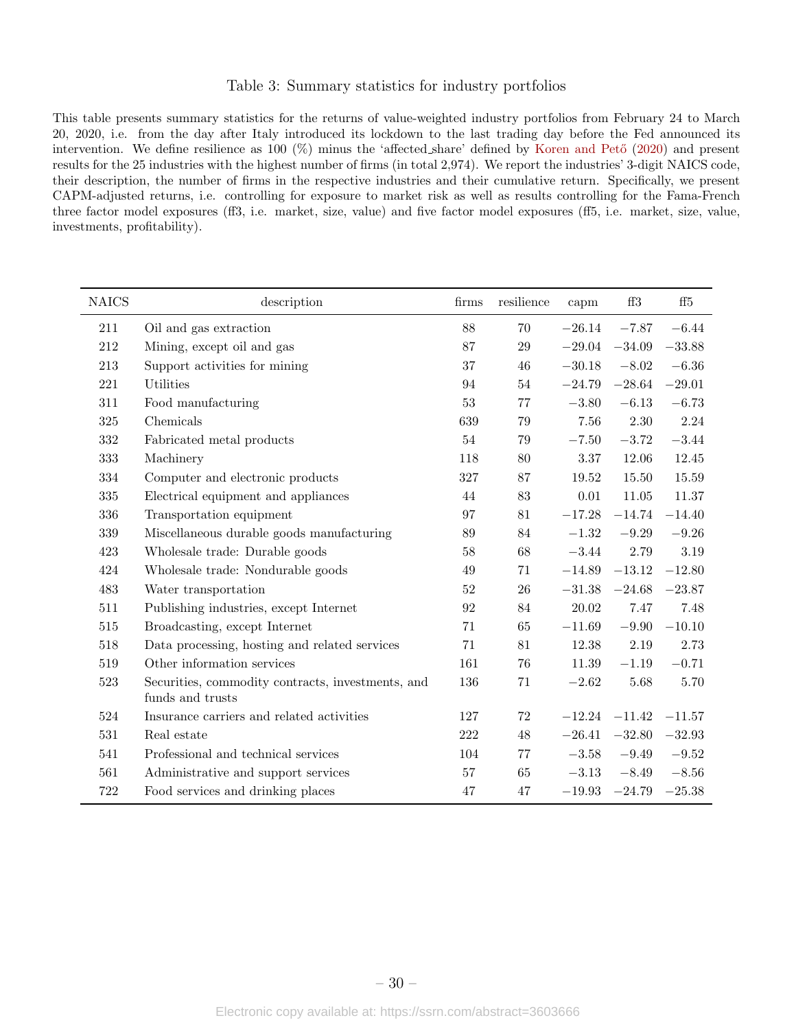Table 3: Summary statistics for industry portfolios

This table presents summary statistics for the returns of value-weighted industry portfolios from February 24 to March 20, 2020, i.e. from the day after Italy introduced its lockdown to the last trading day before the Fed announced its intervention. We define resilience as 100 (%) minus the 'affected_share' defined by Koren and Pető (2020) and present results for the 25 industries with the highest number of firms (in total 2,974). We report the industries' 3-digit NAICS code, their description, the number of firms in the respective industries and their cumulative return. Specifically, we present CAPM-adjusted returns, i.e. controlling for exposure to market risk as well as results controlling for the Fama-French three factor model exposures (ff3, i.e. market, size, value) and five factor model exposures (ff5, i.e. market, size, value, investments, profitability).

| NAICS | description | firms | resilience | capm | ff3 | ff5 |
|---|---|---|---|---|---|---|
| 211 | Oil and gas extraction | 88 | 70 | −26.14 | −7.87 | −6.44 |
| 212 | Mining, except oil and gas | 87 | 29 | −29.04 | −34.09 | −33.88 |
| 213 | Support activities for mining | 37 | 46 | −30.18 | −8.02 | −6.36 |
| 221 | Utilities | 94 | 54 | −24.79 | −28.64 | −29.01 |
| 311 | Food manufacturing | 53 | 77 | −3.80 | −6.13 | −6.73 |
| 325 | Chemicals | 639 | 79 | 7.56 | 2.30 | 2.24 |
| 332 | Fabricated metal products | 54 | 79 | −7.50 | −3.72 | −3.44 |
| 333 | Machinery | 118 | 80 | 3.37 | 12.06 | 12.45 |
| 334 | Computer and electronic products | 327 | 87 | 19.52 | 15.50 | 15.59 |
| 335 | Electrical equipment and appliances | 44 | 83 | 0.01 | 11.05 | 11.37 |
| 336 | Transportation equipment | 97 | 81 | −17.28 | −14.74 | −14.40 |
| 339 | Miscellaneous durable goods manufacturing | 89 | 84 | −1.32 | −9.29 | −9.26 |
| 423 | Wholesale trade: Durable goods | 58 | 68 | −3.44 | 2.79 | 3.19 |
| 424 | Wholesale trade: Nondurable goods | 49 | 71 | −14.89 | −13.12 | −12.80 |
| 483 | Water transportation | 52 | 26 | −31.38 | −24.68 | −23.87 |
| 511 | Publishing industries, except Internet | 92 | 84 | 20.02 | 7.47 | 7.48 |
| 515 | Broadcasting, except Internet | 71 | 65 | −11.69 | −9.90 | −10.10 |
| 518 | Data processing, hosting and related services | 71 | 81 | 12.38 | 2.19 | 2.73 |
| 519 | Other information services | 161 | 76 | 11.39 | −1.19 | −0.71 |
| 523 | Securities, commodity contracts, investments, and funds and trusts | 136 | 71 | −2.62 | 5.68 | 5.70 |
| 524 | Insurance carriers and related activities | 127 | 72 | −12.24 | −11.42 | −11.57 |
| 531 | Real estate | 222 | 48 | −26.41 | −32.80 | −32.93 |
| 541 | Professional and technical services | 104 | 77 | −3.58 | −9.49 | −9.52 |
| 561 | Administrative and support services | 57 | 65 | −3.13 | −8.49 | −8.56 |
| 722 | Food services and drinking places | 47 | 47 | −19.93 | −24.79 | −25.38 |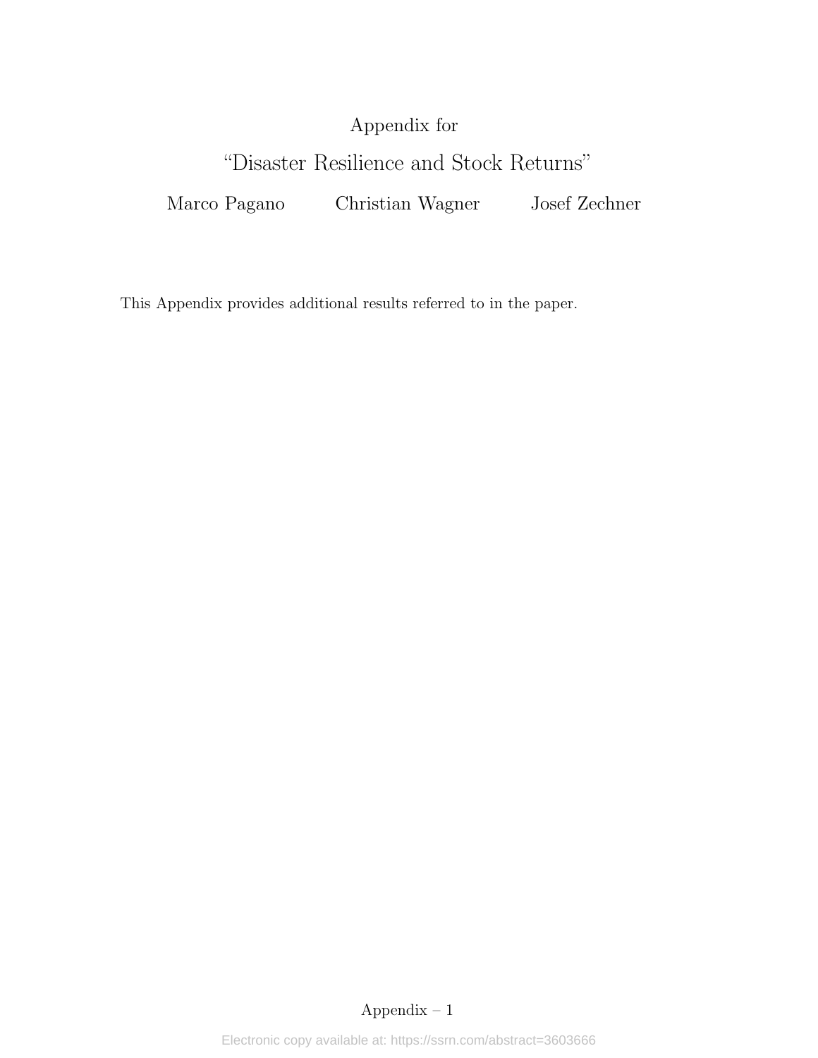# Appendix for

# "Disaster Resilience and Stock Returns"

Marco Pagano    Christian Wagner    Josef Zechner

This Appendix provides additional results referred to in the paper.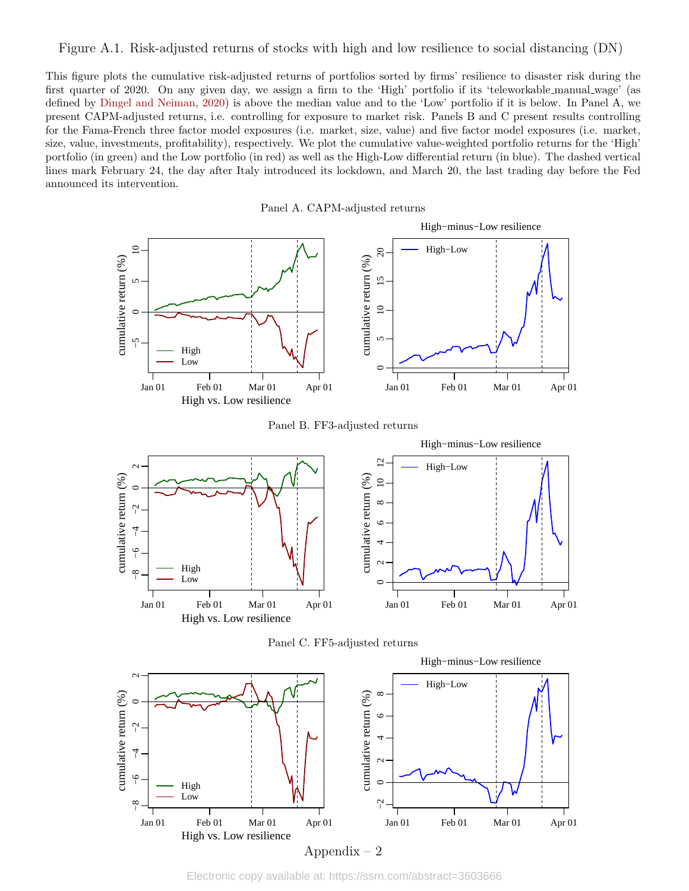Figure A.1. Risk-adjusted returns of stocks with high and low resilience to social distancing (DN)

This figure plots the cumulative risk-adjusted returns of portfolios sorted by firms' resilience to disaster risk during the first quarter of 2020. On any given day, we assign a firm to the 'High' portfolio if its 'teleworkable_manual_wage' (as defined by Dingel and Neiman, 2020) is above the median value and to the 'Low' portfolio if it is below. In Panel A, we present CAPM-adjusted returns, i.e. controlling for exposure to market risk. Panels B and C present results controlling for the Fama-French three factor model exposures (i.e. market, size, value) and five factor model exposures (i.e. market, size, value, investments, profitability), respectively. We plot the cumulative value-weighted portfolio returns for the 'High' portfolio (in green) and the Low portfolio (in red) as well as the High-Low differential return (in blue). The dashed vertical lines mark February 24, the day after Italy introduced its lockdown, and March 20, the last trading day before the Fed announced its intervention.

Panel A. CAPM-adjusted returns

Panel B. FF3-adjusted returns

Panel C. FF5-adjusted returns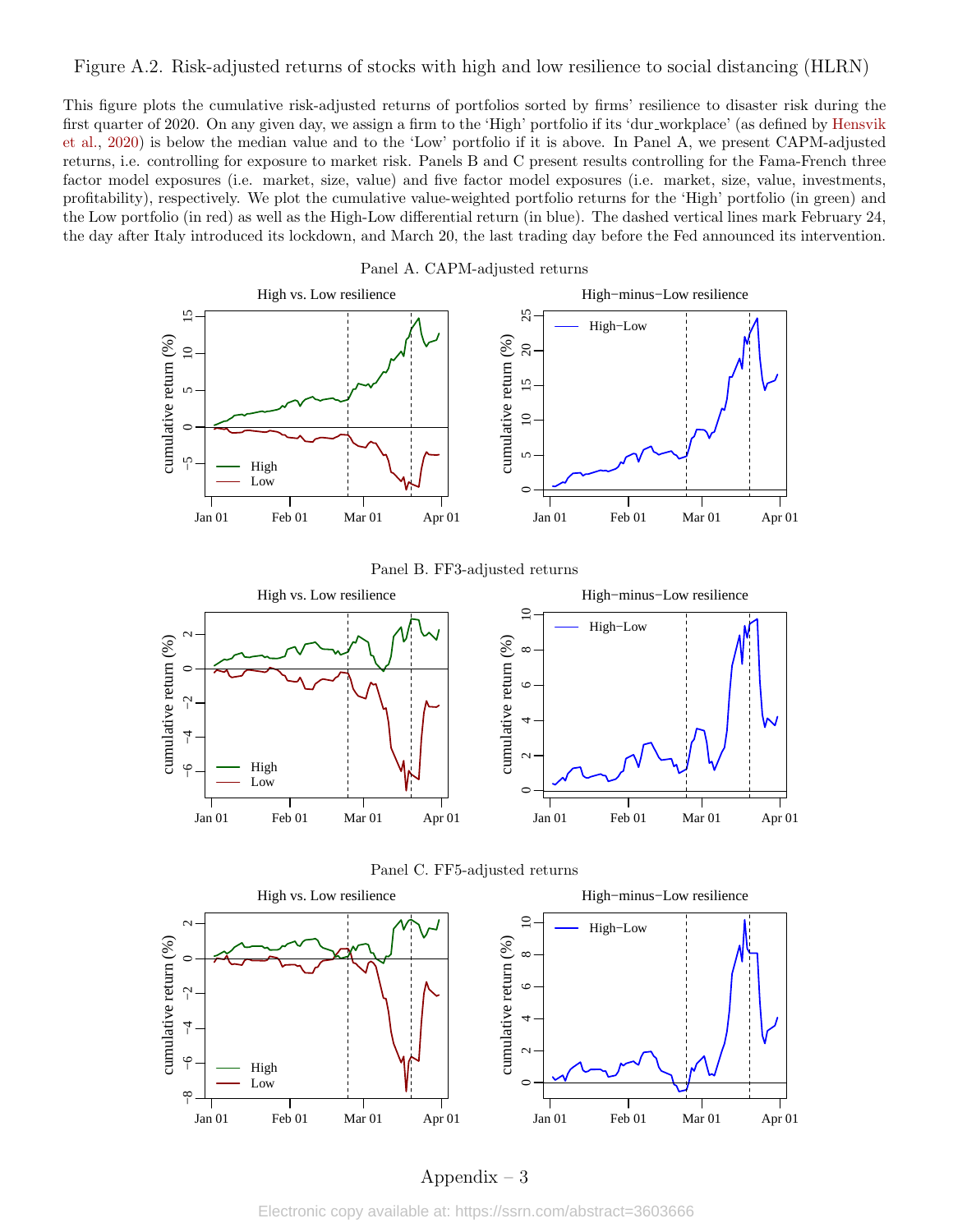Figure A.2. Risk-adjusted returns of stocks with high and low resilience to social distancing (HLRN)

This figure plots the cumulative risk-adjusted returns of portfolios sorted by firms' resilience to disaster risk during the first quarter of 2020. On any given day, we assign a firm to the 'High' portfolio if its 'dur_workplace' (as defined by Hensvik et al., 2020) is below the median value and to the 'Low' portfolio if it is above. In Panel A, we present CAPM-adjusted returns, i.e. controlling for exposure to market risk. Panels B and C present results controlling for the Fama-French three factor model exposures (i.e. market, size, value) and five factor model exposures (i.e. market, size, value, investments, profitability), respectively. We plot the cumulative value-weighted portfolio returns for the 'High' portfolio (in green) and the Low portfolio (in red) as well as the High-Low differential return (in blue). The dashed vertical lines mark February 24, the day after Italy introduced its lockdown, and March 20, the last trading day before the Fed announced its intervention.

Panel A. CAPM-adjusted returns

Panel B. FF3-adjusted returns

Panel C. FF5-adjusted returns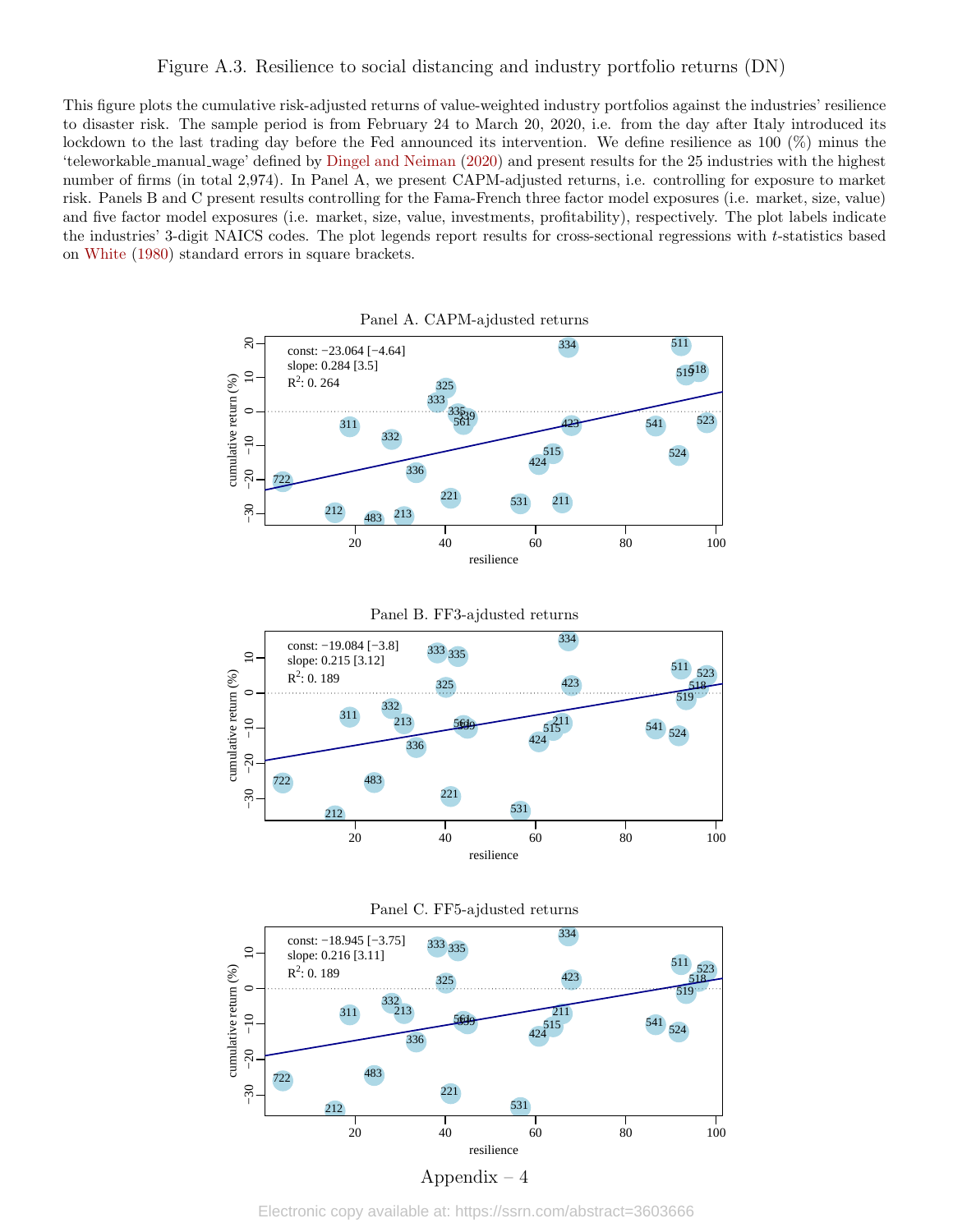Figure A.3. Resilience to social distancing and industry portfolio returns (DN)

This figure plots the cumulative risk-adjusted returns of value-weighted industry portfolios against the industries' resilience to disaster risk. The sample period is from February 24 to March 20, 2020, i.e. from the day after Italy introduced its lockdown to the last trading day before the Fed announced its intervention. We define resilience as 100 (%) minus the 'teleworkable_manual_wage' defined by Dingel and Neiman (2020) and present results for the 25 industries with the highest number of firms (in total 2,974). In Panel A, we present CAPM-adjusted returns, i.e. controlling for exposure to market risk. Panels B and C present results controlling for the Fama-French three factor model exposures (i.e. market, size, value) and five factor model exposures (i.e. market, size, value, investments, profitability), respectively. The plot labels indicate the industries' 3-digit NAICS codes. The plot legends report results for cross-sectional regressions with $t$-statistics based on White (1980) standard errors in square brackets.

Panel A. CAPM-ajdusted returns

const: −23.064 [−4.64]
slope: 0.284 [3.5]
$R^2$: 0. 264

Panel B. FF3-ajdusted returns

const: −19.084 [−3.8]
slope: 0.215 [3.12]
$R^2$: 0. 189

Panel C. FF5-ajdusted returns

const: −18.945 [−3.75]
slope: 0.216 [3.11]
$R^2$: 0. 189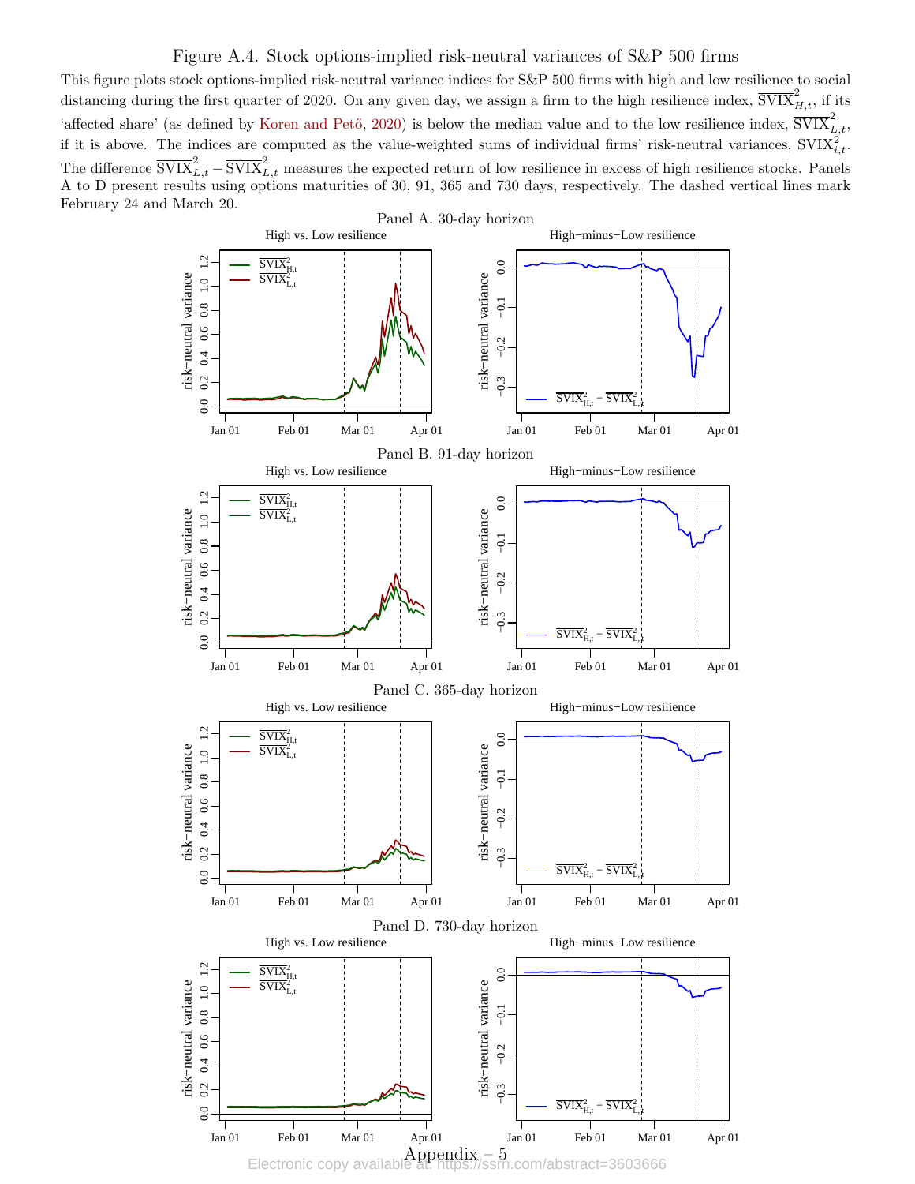# Figure A.4. Stock options-implied risk-neutral variances of S&P 500 firms

This figure plots stock options-implied risk-neutral variance indices for S&P 500 firms with high and low resilience to social distancing during the first quarter of 2020. On any given day, we assign a firm to the high resilience index, $\overline{\text{SVIX}}^2_{H,t}$, if its 'affected_share' (as defined by Koren and Pető, 2020) is below the median value and to the low resilience index, $\overline{\text{SVIX}}^2_{L,t}$, if it is above. The indices are computed as the value-weighted sums of individual firms' risk-neutral variances, $\text{SVIX}^2_{i,t}$. The difference $\overline{\text{SVIX}}^2_{L,t} - \overline{\text{SVIX}}^2_{L,t}$ measures the expected return of low resilience in excess of high resilience stocks. Panels A to D present results using options maturities of 30, 91, 365 and 730 days, respectively. The dashed vertical lines mark February 24 and March 20.

Panel A. 30-day horizon

Panel B. 91-day horizon

Panel C. 365-day horizon

Panel D. 730-day horizon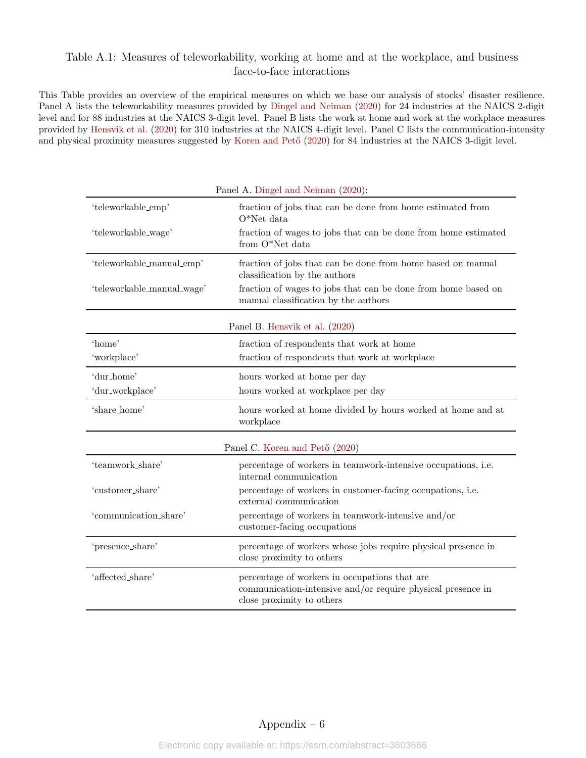Table A.1: Measures of teleworkability, working at home and at the workplace, and business face-to-face interactions

This Table provides an overview of the empirical measures on which we base our analysis of stocks' disaster resilience. Panel A lists the teleworkability measures provided by Dingel and Neiman (2020) for 24 industries at the NAICS 2-digit level and for 88 industries at the NAICS 3-digit level. Panel B lists the work at home and work at the workplace measures provided by Hensvik et al. (2020) for 310 industries at the NAICS 4-digit level. Panel C lists the communication-intensity and physical proximity measures suggested by Koren and Pető (2020) for 84 industries at the NAICS 3-digit level.

| Panel A. Dingel and Neiman (2020): | |
|---|---|
| 'teleworkable_emp' | fraction of jobs that can be done from home estimated from O*Net data |
| 'teleworkable_wage' | fraction of wages to jobs that can be done from home estimated from O*Net data |
| 'teleworkable_manual_emp' | fraction of jobs that can be done from home based on manual classification by the authors |
| 'teleworkable_manual_wage' | fraction of wages to jobs that can be done from home based on manual classification by the authors |

| Panel B. Hensvik et al. (2020) | |
|---|---|
| 'home' | fraction of respondents that work at home |
| 'workplace' | fraction of respondents that work at workplace |
| 'dur_home' | hours worked at home per day |
| 'dur_workplace' | hours worked at workplace per day |
| 'share_home' | hours worked at home divided by hours worked at home and at workplace |

| Panel C. Koren and Pető (2020) | |
|---|---|
| 'teamwork_share' | percentage of workers in teamwork-intensive occupations, i.e. internal communication |
| 'customer_share' | percentage of workers in customer-facing occupations, i.e. external communication |
| 'communication_share' | percentage of workers in teamwork-intensive and/or customer-facing occupations |
| 'presence_share' | percentage of workers whose jobs require physical presence in close proximity to others |
| 'affected_share' | percentage of workers in occupations that are communication-intensive and/or require physical presence in close proximity to others |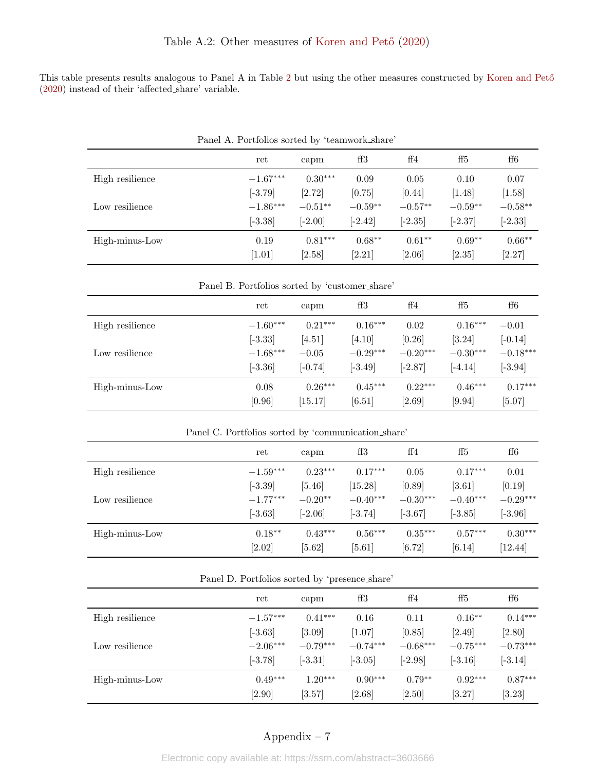# Table A.2: Other measures of Koren and Pető (2020)

This table presents results analogous to Panel A in Table 2 but using the other measures constructed by Koren and Pető (2020) instead of their 'affected_share' variable.

Panel A. Portfolios sorted by 'teamwork_share'

| | ret | capm | ff3 | ff4 | ff5 | ff6 |
|---|---|---|---|---|---|---|
| High resilience | $-1.67^{***}$ | $0.30^{***}$ | 0.09 | 0.05 | 0.10 | 0.07 |
| | [-3.79] | [2.72] | [0.75] | [0.44] | [1.48] | [1.58] |
| Low resilience | $-1.86^{***}$ | $-0.51^{**}$ | $-0.59^{**}$ | $-0.57^{**}$ | $-0.59^{**}$ | $-0.58^{**}$ |
| | [-3.38] | [-2.00] | [-2.42] | [-2.35] | [-2.37] | [-2.33] |
| High-minus-Low | 0.19 | $0.81^{***}$ | $0.68^{**}$ | $0.61^{**}$ | $0.69^{**}$ | $0.66^{**}$ |
| | [1.01] | [2.58] | [2.21] | [2.06] | [2.35] | [2.27] |

Panel B. Portfolios sorted by 'customer_share'

| | ret | capm | ff3 | ff4 | ff5 | ff6 |
|---|---|---|---|---|---|---|
| High resilience | $-1.60^{***}$ | $0.21^{***}$ | $0.16^{***}$ | 0.02 | $0.16^{***}$ | $-0.01$ |
| | [-3.33] | [4.51] | [4.10] | [0.26] | [3.24] | [-0.14] |
| Low resilience | $-1.68^{***}$ | $-0.05$ | $-0.29^{***}$ | $-0.20^{***}$ | $-0.30^{***}$ | $-0.18^{***}$ |
| | [-3.36] | [-0.74] | [-3.49] | [-2.87] | [-4.14] | [-3.94] |
| High-minus-Low | 0.08 | $0.26^{***}$ | $0.45^{***}$ | $0.22^{***}$ | $0.46^{***}$ | $0.17^{***}$ |
| | [0.96] | [15.17] | [6.51] | [2.69] | [9.94] | [5.07] |

Panel C. Portfolios sorted by 'communication_share'

| | ret | capm | ff3 | ff4 | ff5 | ff6 |
|---|---|---|---|---|---|---|
| High resilience | $-1.59^{***}$ | $0.23^{***}$ | $0.17^{***}$ | 0.05 | $0.17^{***}$ | 0.01 |
| | [-3.39] | [5.46] | [15.28] | [0.89] | [3.61] | [0.19] |
| Low resilience | $-1.77^{***}$ | $-0.20^{**}$ | $-0.40^{***}$ | $-0.30^{***}$ | $-0.40^{***}$ | $-0.29^{***}$ |
| | [-3.63] | [-2.06] | [-3.74] | [-3.67] | [-3.85] | [-3.96] |
| High-minus-Low | $0.18^{**}$ | $0.43^{***}$ | $0.56^{***}$ | $0.35^{***}$ | $0.57^{***}$ | $0.30^{***}$ |
| | [2.02] | [5.62] | [5.61] | [6.72] | [6.14] | [12.44] |

Panel D. Portfolios sorted by 'presence_share'

| | ret | capm | ff3 | ff4 | ff5 | ff6 |
|---|---|---|---|---|---|---|
| High resilience | $-1.57^{***}$ | $0.41^{***}$ | 0.16 | 0.11 | $0.16^{**}$ | $0.14^{***}$ |
| | [-3.63] | [3.09] | [1.07] | [0.85] | [2.49] | [2.80] |
| Low resilience | $-2.06^{***}$ | $-0.79^{***}$ | $-0.74^{***}$ | $-0.68^{***}$ | $-0.75^{***}$ | $-0.73^{***}$ |
| | [-3.78] | [-3.31] | [-3.05] | [-2.98] | [-3.16] | [-3.14] |
| High-minus-Low | $0.49^{***}$ | $1.20^{***}$ | $0.90^{***}$ | $0.79^{**}$ | $0.92^{***}$ | $0.87^{***}$ |
| | [2.90] | [3.57] | [2.68] | [2.50] | [3.27] | [3.23] |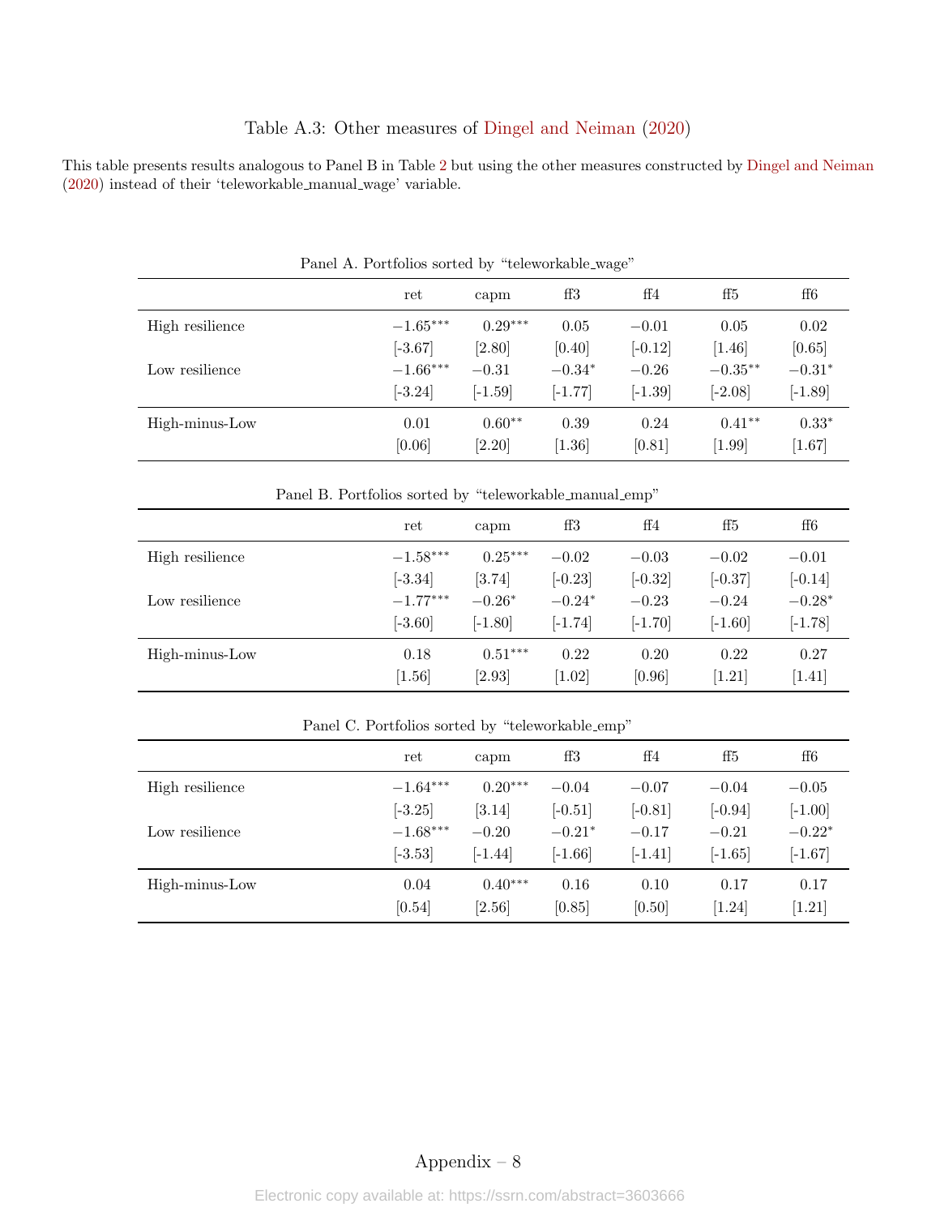# Table A.3: Other measures of Dingel and Neiman (2020)

This table presents results analogous to Panel B in Table 2 but using the other measures constructed by Dingel and Neiman (2020) instead of their 'teleworkable_manual_wage' variable.

Panel A. Portfolios sorted by "teleworkable_wage"

| | ret | capm | ff3 | ff4 | ff5 | ff6 |
|---|---|---|---|---|---|---|
| High resilience | $-1.65^{***}$ | $0.29^{***}$ | 0.05 | $-0.01$ | 0.05 | 0.02 |
| | [-3.67] | [2.80] | [0.40] | [-0.12] | [1.46] | [0.65] |
| Low resilience | $-1.66^{***}$ | $-0.31$ | $-0.34^{*}$ | $-0.26$ | $-0.35^{**}$ | $-0.31^{*}$ |
| | [-3.24] | [-1.59] | [-1.77] | [-1.39] | [-2.08] | [-1.89] |
| High-minus-Low | 0.01 | $0.60^{**}$ | 0.39 | 0.24 | $0.41^{**}$ | $0.33^{*}$ |
| | [0.06] | [2.20] | [1.36] | [0.81] | [1.99] | [1.67] |

Panel B. Portfolios sorted by "teleworkable_manual_emp"

| | ret | capm | ff3 | ff4 | ff5 | ff6 |
|---|---|---|---|---|---|---|
| High resilience | $-1.58^{***}$ | $0.25^{***}$ | $-0.02$ | $-0.03$ | $-0.02$ | $-0.01$ |
| | [-3.34] | [3.74] | [-0.23] | [-0.32] | [-0.37] | [-0.14] |
| Low resilience | $-1.77^{***}$ | $-0.26^{*}$ | $-0.24^{*}$ | $-0.23$ | $-0.24$ | $-0.28^{*}$ |
| | [-3.60] | [-1.80] | [-1.74] | [-1.70] | [-1.60] | [-1.78] |
| High-minus-Low | 0.18 | $0.51^{***}$ | 0.22 | 0.20 | 0.22 | 0.27 |
| | [1.56] | [2.93] | [1.02] | [0.96] | [1.21] | [1.41] |

Panel C. Portfolios sorted by "teleworkable_emp"

| | ret | capm | ff3 | ff4 | ff5 | ff6 |
|---|---|---|---|---|---|---|
| High resilience | $-1.64^{***}$ | $0.20^{***}$ | $-0.04$ | $-0.07$ | $-0.04$ | $-0.05$ |
| | [-3.25] | [3.14] | [-0.51] | [-0.81] | [-0.94] | [-1.00] |
| Low resilience | $-1.68^{***}$ | $-0.20$ | $-0.21^{*}$ | $-0.17$ | $-0.21$ | $-0.22^{*}$ |
| | [-3.53] | [-1.44] | [-1.66] | [-1.41] | [-1.65] | [-1.67] |
| High-minus-Low | 0.04 | $0.40^{***}$ | 0.16 | 0.10 | 0.17 | 0.17 |
| | [0.54] | [2.56] | [0.85] | [0.50] | [1.24] | [1.21] |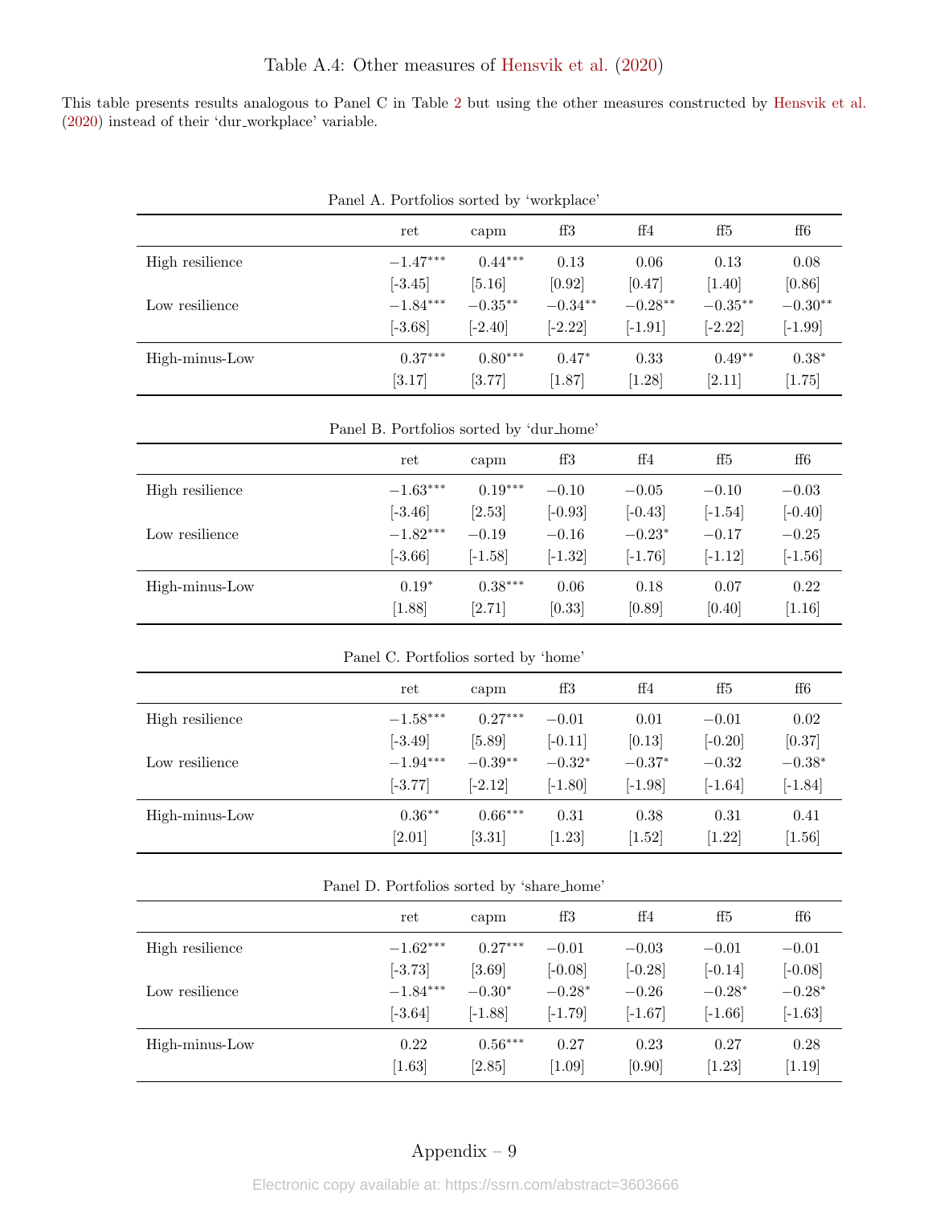# Table A.4: Other measures of Hensvik et al. (2020)

This table presents results analogous to Panel C in Table 2 but using the other measures constructed by Hensvik et al. (2020) instead of their 'dur_workplace' variable.

Panel A. Portfolios sorted by 'workplace'

| | ret | capm | ff3 | ff4 | ff5 | ff6 |
|---|---|---|---|---|---|---|
| High resilience | $-1.47^{***}$ | $0.44^{***}$ | 0.13 | 0.06 | 0.13 | 0.08 |
| | [-3.45] | [5.16] | [0.92] | [0.47] | [1.40] | [0.86] |
| Low resilience | $-1.84^{***}$ | $-0.35^{**}$ | $-0.34^{**}$ | $-0.28^{**}$ | $-0.35^{**}$ | $-0.30^{**}$ |
| | [-3.68] | [-2.40] | [-2.22] | [-1.91] | [-2.22] | [-1.99] |
| High-minus-Low | $0.37^{***}$ | $0.80^{***}$ | $0.47^{*}$ | 0.33 | $0.49^{**}$ | $0.38^{*}$ |
| | [3.17] | [3.77] | [1.87] | [1.28] | [2.11] | [1.75] |

Panel B. Portfolios sorted by 'dur_home'

| | ret | capm | ff3 | ff4 | ff5 | ff6 |
|---|---|---|---|---|---|---|
| High resilience | $-1.63^{***}$ | $0.19^{***}$ | $-0.10$ | $-0.05$ | $-0.10$ | $-0.03$ |
| | [-3.46] | [2.53] | [-0.93] | [-0.43] | [-1.54] | [-0.40] |
| Low resilience | $-1.82^{***}$ | $-0.19$ | $-0.16$ | $-0.23^{*}$ | $-0.17$ | $-0.25$ |
| | [-3.66] | [-1.58] | [-1.32] | [-1.76] | [-1.12] | [-1.56] |
| High-minus-Low | $0.19^{*}$ | $0.38^{***}$ | 0.06 | 0.18 | 0.07 | 0.22 |
| | [1.88] | [2.71] | [0.33] | [0.89] | [0.40] | [1.16] |

Panel C. Portfolios sorted by 'home'

| | ret | capm | ff3 | ff4 | ff5 | ff6 |
|---|---|---|---|---|---|---|
| High resilience | $-1.58^{***}$ | $0.27^{***}$ | $-0.01$ | 0.01 | $-0.01$ | 0.02 |
| | [-3.49] | [5.89] | [-0.11] | [0.13] | [-0.20] | [0.37] |
| Low resilience | $-1.94^{***}$ | $-0.39^{**}$ | $-0.32^{*}$ | $-0.37^{*}$ | $-0.32$ | $-0.38^{*}$ |
| | [-3.77] | [-2.12] | [-1.80] | [-1.98] | [-1.64] | [-1.84] |
| High-minus-Low | $0.36^{**}$ | $0.66^{***}$ | 0.31 | 0.38 | 0.31 | 0.41 |
| | [2.01] | [3.31] | [1.23] | [1.52] | [1.22] | [1.56] |

Panel D. Portfolios sorted by 'share_home'

| | ret | capm | ff3 | ff4 | ff5 | ff6 |
|---|---|---|---|---|---|---|
| High resilience | $-1.62^{***}$ | $0.27^{***}$ | $-0.01$ | $-0.03$ | $-0.01$ | $-0.01$ |
| | [-3.73] | [3.69] | [-0.08] | [-0.28] | [-0.14] | [-0.08] |
| Low resilience | $-1.84^{***}$ | $-0.30^{*}$ | $-0.28^{*}$ | $-0.26$ | $-0.28^{*}$ | $-0.28^{*}$ |
| | [-3.64] | [-1.88] | [-1.79] | [-1.67] | [-1.66] | [-1.63] |
| High-minus-Low | 0.22 | $0.56^{***}$ | 0.27 | 0.23 | 0.27 | 0.28 |
| | [1.63] | [2.85] | [1.09] | [0.90] | [1.23] | [1.19] |